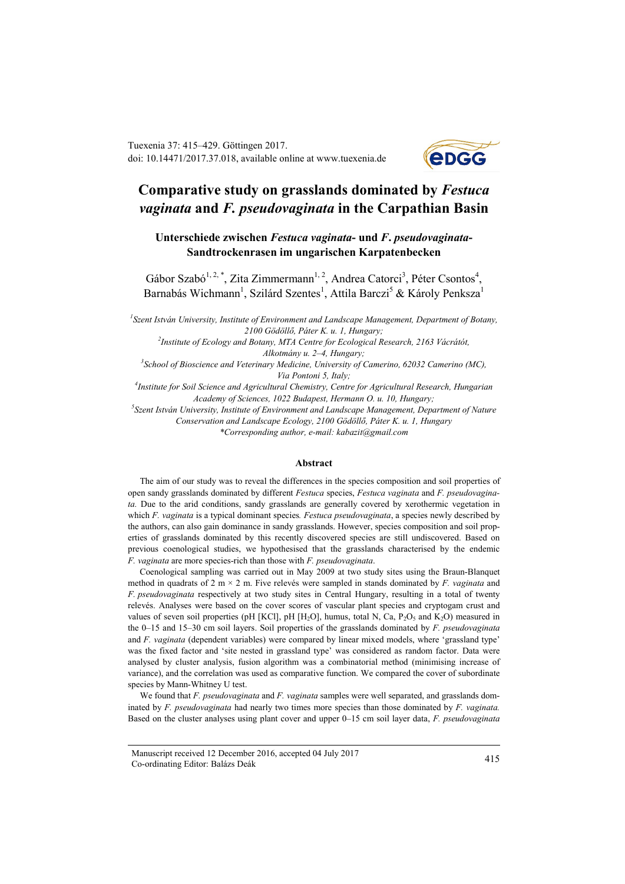# Comparative study on grasslands dominated by *Festuca vaginata* and *F. pseudovaginata* in the Carpathian Basin

## Unterschiede zwischen *Festuca vaginata*- und *F. pseudovaginata*-Sandtrockenrasen im ungarischen Karpatenbecken

Gábor Szabó[1, 2, *], Zita Zimmermann[1, 2], Andrea Catorci[3], Péter Csontos[4], Barnabás Wichmann[1], Szilárd Szentes[1], Attila Barczi[5] & Károly Penksza[1]

[1]Szent István University, Institute of Environment and Landscape Management, Department of Botany, 2100 Gödöllő, Páter K. u. 1, Hungary;
[2]Institute of Ecology and Botany, MTA Centre for Ecological Research, 2163 Vácrátót, Alkotmány u. 2–4, Hungary;
[3]School of Bioscience and Veterinary Medicine, University of Camerino, 62032 Camerino (MC), Via Pontoni 5, Italy;
[4]Institute for Soil Science and Agricultural Chemistry, Centre for Agricultural Research, Hungarian Academy of Sciences, 1022 Budapest, Hermann O. u. 10, Hungary;
[5]Szent István University, Institute of Environment and Landscape Management, Department of Nature Conservation and Landscape Ecology, 2100 Gödöllő, Páter K. u. 1, Hungary
*Corresponding author, e-mail: kabazit@gmail.com

### Abstract

The aim of our study was to reveal the differences in the species composition and soil properties of open sandy grasslands dominated by different *Festuca* species, *Festuca vaginata* and *F. pseudovaginata.* Due to the arid conditions, sandy grasslands are generally covered by xerothermic vegetation in which *F. vaginata* is a typical dominant species*. Festuca pseudovaginata*, a species newly described by the authors, can also gain dominance in sandy grasslands. However, species composition and soil properties of grasslands dominated by this recently discovered species are still undiscovered. Based on previous coenological studies, we hypothesised that the grasslands characterised by the endemic *F. vaginata* are more species-rich than those with *F. pseudovaginata*.

Coenological sampling was carried out in May 2009 at two study sites using the Braun-Blanquet method in quadrats of 2 m × 2 m. Five relevés were sampled in stands dominated by *F. vaginata* and *F. pseudovaginata* respectively at two study sites in Central Hungary, resulting in a total of twenty relevés. Analyses were based on the cover scores of vascular plant species and cryptogam crust and values of seven soil properties (pH [KCl], pH [$H_2O$], humus, total N, Ca, $P_2O_5$ and $K_2O$) measured in the 0–15 and 15–30 cm soil layers. Soil properties of the grasslands dominated by *F. pseudovaginata* and *F. vaginata* (dependent variables) were compared by linear mixed models, where 'grassland type' was the fixed factor and 'site nested in grassland type' was considered as random factor. Data were analysed by cluster analysis, fusion algorithm was a combinatorial method (minimising increase of variance), and the correlation was used as comparative function. We compared the cover of subordinate species by Mann-Whitney U test.

We found that *F. pseudovaginata* and *F. vaginata* samples were well separated, and grasslands dominated by *F. pseudovaginata* had nearly two times more species than those dominated by *F. vaginata.* Based on the cluster analyses using plant cover and upper 0–15 cm soil layer data, *F. pseudovaginata*

Manuscript received 12 December 2016, accepted 04 July 2017
Co-ordinating Editor: Balázs Deák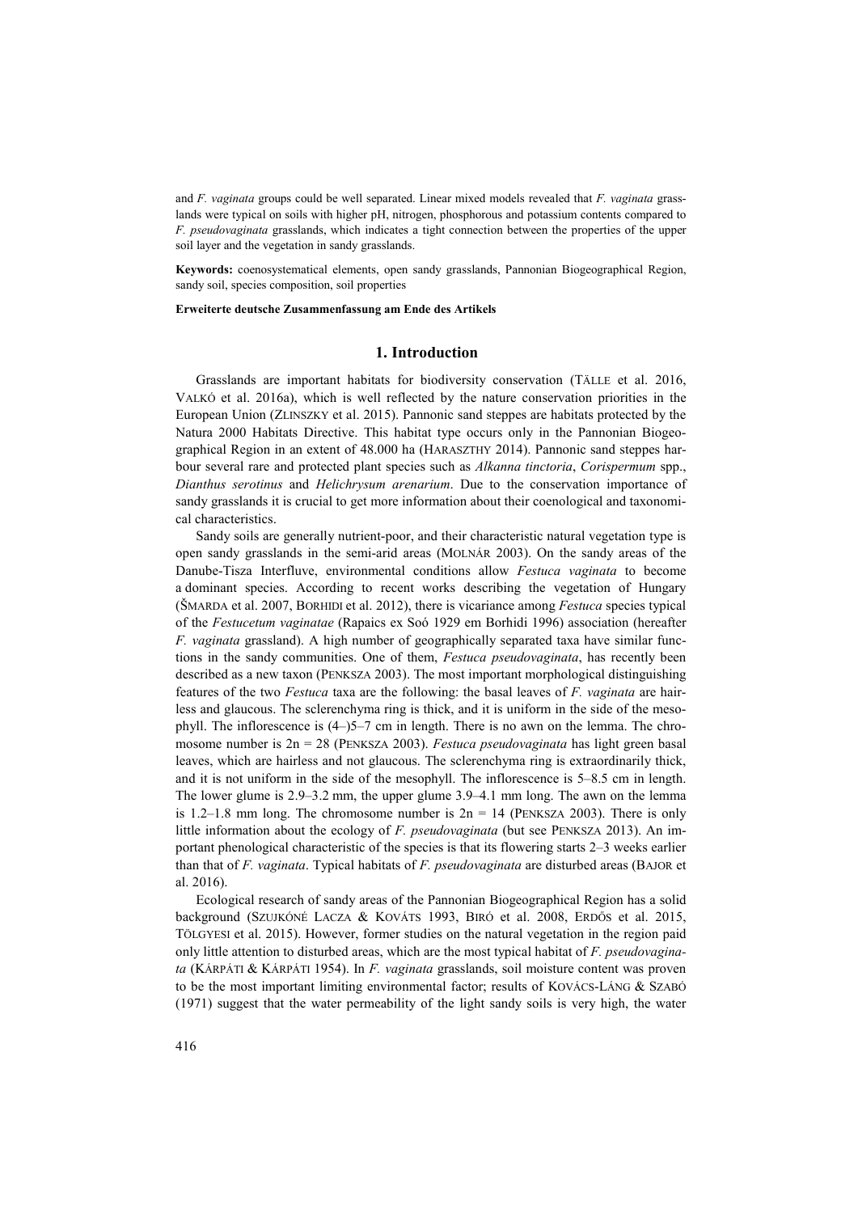and *F. vaginata* groups could be well separated. Linear mixed models revealed that *F. vaginata* grasslands were typical on soils with higher pH, nitrogen, phosphorous and potassium contents compared to *F. pseudovaginata* grasslands, which indicates a tight connection between the properties of the upper soil layer and the vegetation in sandy grasslands.

**Keywords:** coenosystematical elements, open sandy grasslands, Pannonian Biogeographical Region, sandy soil, species composition, soil properties

**Erweiterte deutsche Zusammenfassung am Ende des Artikels**

## 1. Introduction

Grasslands are important habitats for biodiversity conservation (Tälle et al. 2016, Valkó et al. 2016a), which is well reflected by the nature conservation priorities in the European Union (Zlinszky et al. 2015). Pannonic sand steppes are habitats protected by the Natura 2000 Habitats Directive. This habitat type occurs only in the Pannonian Biogeographical Region in an extent of 48.000 ha (Haraszthy 2014). Pannonic sand steppes harbour several rare and protected plant species such as *Alkanna tinctoria*, *Corispermum* spp., *Dianthus serotinus* and *Helichrysum arenarium*. Due to the conservation importance of sandy grasslands it is crucial to get more information about their coenological and taxonomical characteristics.

Sandy soils are generally nutrient-poor, and their characteristic natural vegetation type is open sandy grasslands in the semi-arid areas (Molnár 2003). On the sandy areas of the Danube-Tisza Interfluve, environmental conditions allow *Festuca vaginata* to become a dominant species. According to recent works describing the vegetation of Hungary (Šmarda et al. 2007, Borhidi et al. 2012), there is vicariance among *Festuca* species typical of the *Festucetum vaginatae* (Rapaics ex Soó 1929 em Borhidi 1996) association (hereafter *F. vaginata* grassland). A high number of geographically separated taxa have similar functions in the sandy communities. One of them, *Festuca pseudovaginata*, has recently been described as a new taxon (Penksza 2003). The most important morphological distinguishing features of the two *Festuca* taxa are the following: the basal leaves of *F. vaginata* are hairless and glaucous. The sclerenchyma ring is thick, and it is uniform in the side of the mesophyll. The inflorescence is (4–)5–7 cm in length. There is no awn on the lemma. The chromosome number is 2n = 28 (Penksza 2003). *Festuca pseudovaginata* has light green basal leaves, which are hairless and not glaucous. The sclerenchyma ring is extraordinarily thick, and it is not uniform in the side of the mesophyll. The inflorescence is 5–8.5 cm in length. The lower glume is 2.9–3.2 mm, the upper glume 3.9–4.1 mm long. The awn on the lemma is 1.2–1.8 mm long. The chromosome number is 2n = 14 (Penksza 2003). There is only little information about the ecology of *F. pseudovaginata* (but see Penksza 2013). An important phenological characteristic of the species is that its flowering starts 2–3 weeks earlier than that of *F. vaginata*. Typical habitats of *F. pseudovaginata* are disturbed areas (Bajor et al. 2016).

Ecological research of sandy areas of the Pannonian Biogeographical Region has a solid background (Szujkóné Lacza & Kováts 1993, Biró et al. 2008, Erdős et al. 2015, Tölgyesi et al. 2015). However, former studies on the natural vegetation in the region paid only little attention to disturbed areas, which are the most typical habitat of *F. pseudovaginata* (Kárpáti & Kárpáti 1954). In *F. vaginata* grasslands, soil moisture content was proven to be the most important limiting environmental factor; results of Kovács-Láng & Szabó (1971) suggest that the water permeability of the light sandy soils is very high, the water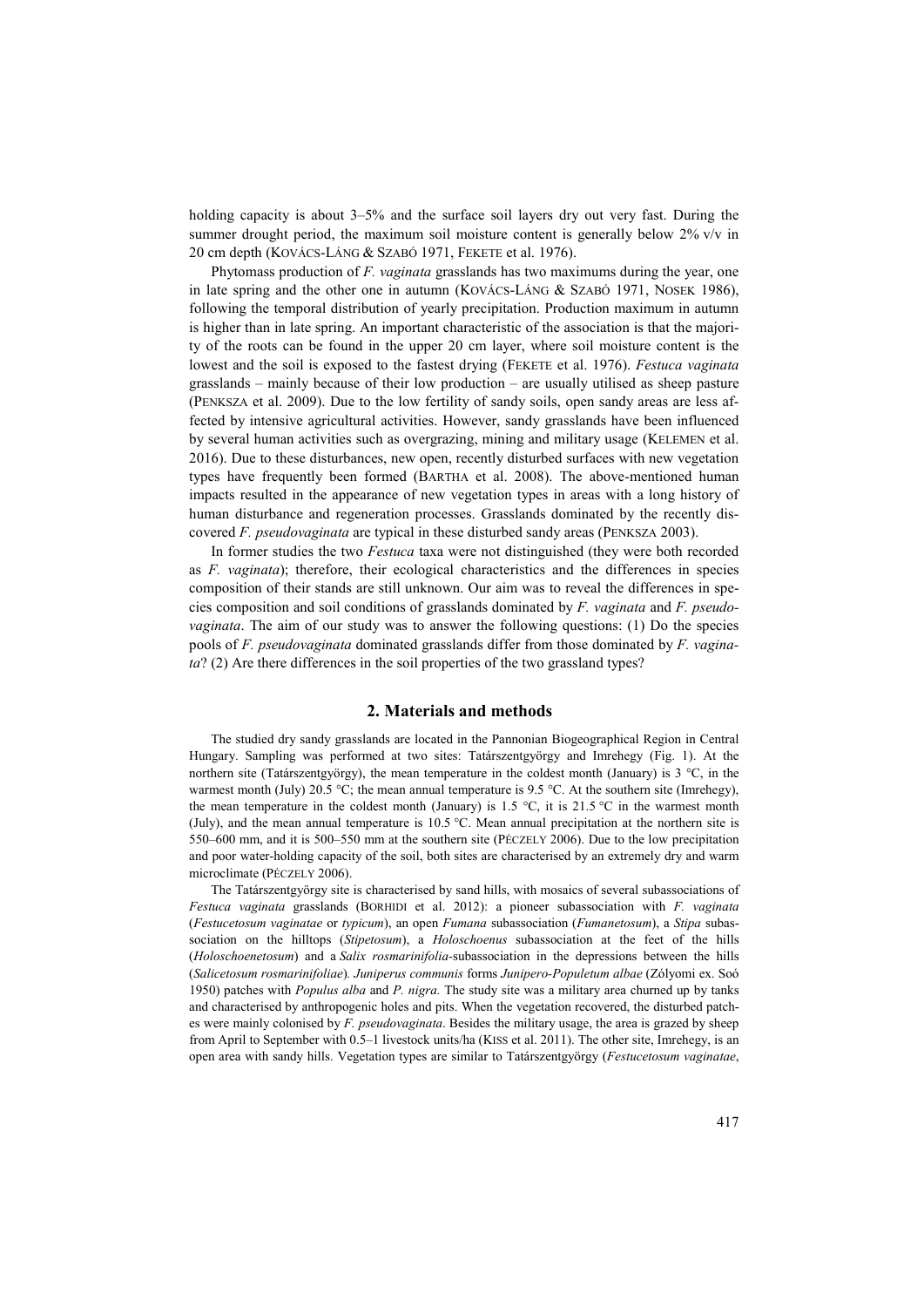holding capacity is about 3–5% and the surface soil layers dry out very fast. During the summer drought period, the maximum soil moisture content is generally below 2% v/v in 20 cm depth (Kovács-Láng & Szabó 1971, Fekete et al. 1976).

Phytomass production of *F. vaginata* grasslands has two maximums during the year, one in late spring and the other one in autumn (Kovács-Láng & Szabó 1971, Nosek 1986), following the temporal distribution of yearly precipitation. Production maximum in autumn is higher than in late spring. An important characteristic of the association is that the majority of the roots can be found in the upper 20 cm layer, where soil moisture content is the lowest and the soil is exposed to the fastest drying (Fekete et al. 1976). *Festuca vaginata* grasslands – mainly because of their low production – are usually utilised as sheep pasture (Penksza et al. 2009). Due to the low fertility of sandy soils, open sandy areas are less affected by intensive agricultural activities. However, sandy grasslands have been influenced by several human activities such as overgrazing, mining and military usage (Kelemen et al. 2016). Due to these disturbances, new open, recently disturbed surfaces with new vegetation types have frequently been formed (Bartha et al. 2008). The above-mentioned human impacts resulted in the appearance of new vegetation types in areas with a long history of human disturbance and regeneration processes. Grasslands dominated by the recently discovered *F. pseudovaginata* are typical in these disturbed sandy areas (Penksza 2003).

In former studies the two *Festuca* taxa were not distinguished (they were both recorded as *F. vaginata*); therefore, their ecological characteristics and the differences in species composition of their stands are still unknown. Our aim was to reveal the differences in species composition and soil conditions of grasslands dominated by *F. vaginata* and *F. pseudovaginata*. The aim of our study was to answer the following questions: (1) Do the species pools of *F. pseudovaginata* dominated grasslands differ from those dominated by *F. vaginata*? (2) Are there differences in the soil properties of the two grassland types?

## 2. Materials and methods

The studied dry sandy grasslands are located in the Pannonian Biogeographical Region in Central Hungary. Sampling was performed at two sites: Tatárszentgyörgy and Imrehegy (Fig. 1). At the northern site (Tatárszentgyörgy), the mean temperature in the coldest month (January) is 3 °C, in the warmest month (July) 20.5 °C; the mean annual temperature is 9.5 °C. At the southern site (Imrehegy), the mean temperature in the coldest month (January) is 1.5 °C, it is 21.5 °C in the warmest month (July), and the mean annual temperature is 10.5 °C. Mean annual precipitation at the northern site is 550–600 mm, and it is 500–550 mm at the southern site (Péczely 2006). Due to the low precipitation and poor water-holding capacity of the soil, both sites are characterised by an extremely dry and warm microclimate (Péczely 2006).

The Tatárszentgyörgy site is characterised by sand hills, with mosaics of several subassociations of *Festuca vaginata* grasslands (Borhidi et al. 2012): a pioneer subassociation with *F. vaginata* (*Festucetosum vaginatae* or *typicum*), an open *Fumana* subassociation (*Fumanetosum*), a *Stipa* subassociation on the hilltops (*Stipetosum*), a *Holoschoenus* subassociation at the feet of the hills (*Holoschoenetosum*) and a *Salix rosmarinifolia*-subassociation in the depressions between the hills (*Salicetosum rosmarinifoliae*). *Juniperus communis* forms *Junipero-Populetum albae* (Zólyomi ex. Soó 1950) patches with *Populus alba* and *P. nigra.* The study site was a military area churned up by tanks and characterised by anthropogenic holes and pits. When the vegetation recovered, the disturbed patches were mainly colonised by *F. pseudovaginata*. Besides the military usage, the area is grazed by sheep from April to September with 0.5–1 livestock units/ha (Kiss et al. 2011). The other site, Imrehegy, is an open area with sandy hills. Vegetation types are similar to Tatárszentgyörgy (*Festucetosum vaginatae*,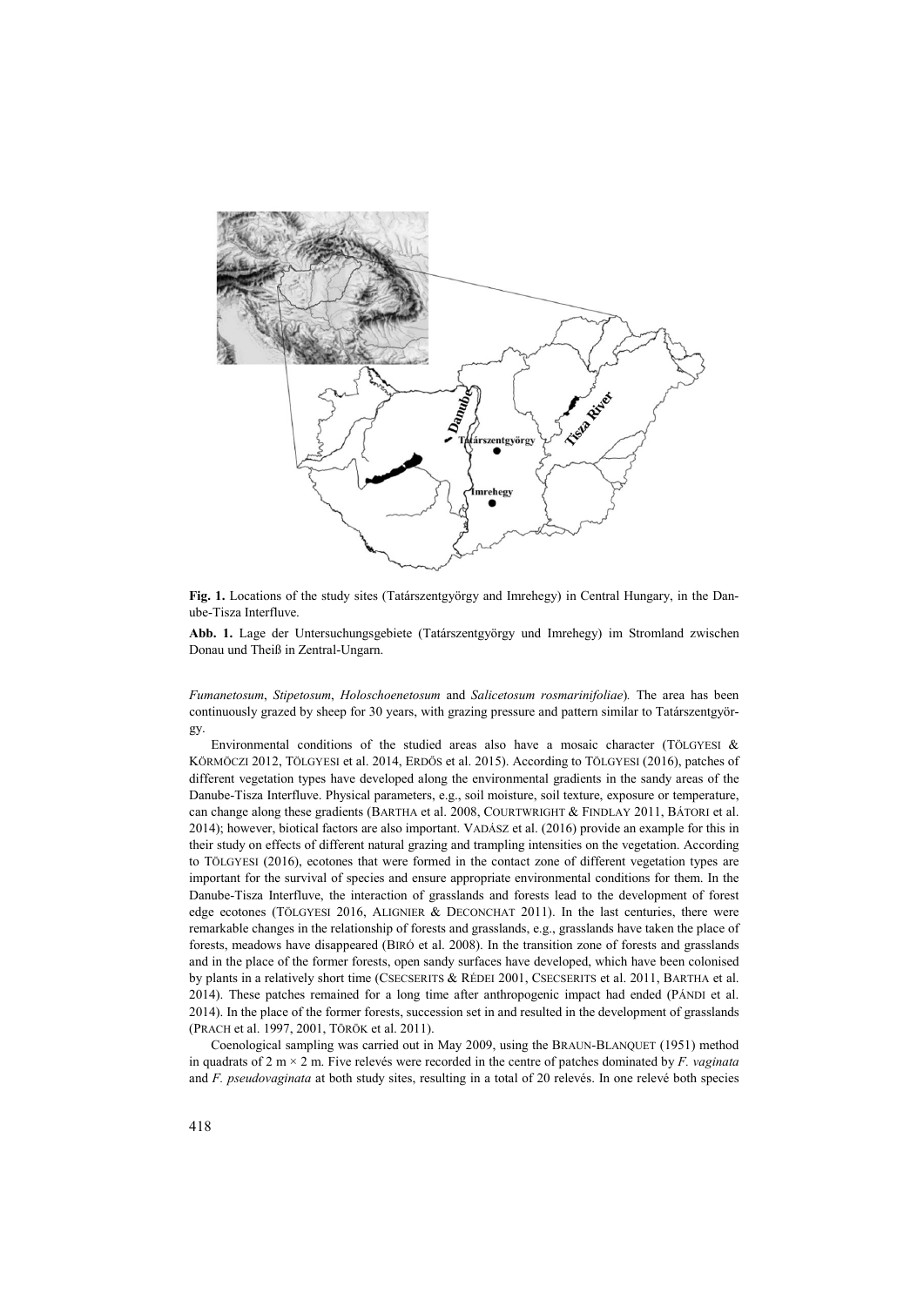**Fig. 1.** Locations of the study sites (Tatárszentgyörgy and Imrehegy) in Central Hungary, in the Danube-Tisza Interfluve.

**Abb. 1.** Lage der Untersuchungsgebiete (Tatárszentgyörgy und Imrehegy) im Stromland zwischen Donau und Theiß in Zentral-Ungarn.

*Fumanetosum*, *Stipetosum*, *Holoschoenetosum* and *Salicetosum rosmarinifoliae*). The area has been continuously grazed by sheep for 30 years, with grazing pressure and pattern similar to Tatárszentgyörgy.

Environmental conditions of the studied areas also have a mosaic character (TÖLGYESI & KÖRMÖCZI 2012, TÖLGYESI et al. 2014, ERDŐS et al. 2015). According to TÖLGYESI (2016), patches of different vegetation types have developed along the environmental gradients in the sandy areas of the Danube-Tisza Interfluve. Physical parameters, e.g., soil moisture, soil texture, exposure or temperature, can change along these gradients (BARTHA et al. 2008, COURTWRIGHT & FINDLAY 2011, BÁTORI et al. 2014); however, biotical factors are also important. VADÁSZ et al. (2016) provide an example for this in their study on effects of different natural grazing and trampling intensities on the vegetation. According to TÖLGYESI (2016), ecotones that were formed in the contact zone of different vegetation types are important for the survival of species and ensure appropriate environmental conditions for them. In the Danube-Tisza Interfluve, the interaction of grasslands and forests lead to the development of forest edge ecotones (TÖLGYESI 2016, ALIGNIER & DECONCHAT 2011). In the last centuries, there were remarkable changes in the relationship of forests and grasslands, e.g., grasslands have taken the place of forests, meadows have disappeared (BIRÓ et al. 2008). In the transition zone of forests and grasslands and in the place of the former forests, open sandy surfaces have developed, which have been colonised by plants in a relatively short time (CSECSERITS & RÉDEI 2001, CSECSERITS et al. 2011, BARTHA et al. 2014). These patches remained for a long time after anthropogenic impact had ended (PÁNDI et al. 2014). In the place of the former forests, succession set in and resulted in the development of grasslands (PRACH et al. 1997, 2001, TÖRÖK et al. 2011).

Coenological sampling was carried out in May 2009, using the BRAUN-BLANQUET (1951) method in quadrats of 2 m × 2 m. Five relevés were recorded in the centre of patches dominated by *F. vaginata* and *F. pseudovaginata* at both study sites, resulting in a total of 20 relevés. In one relevé both species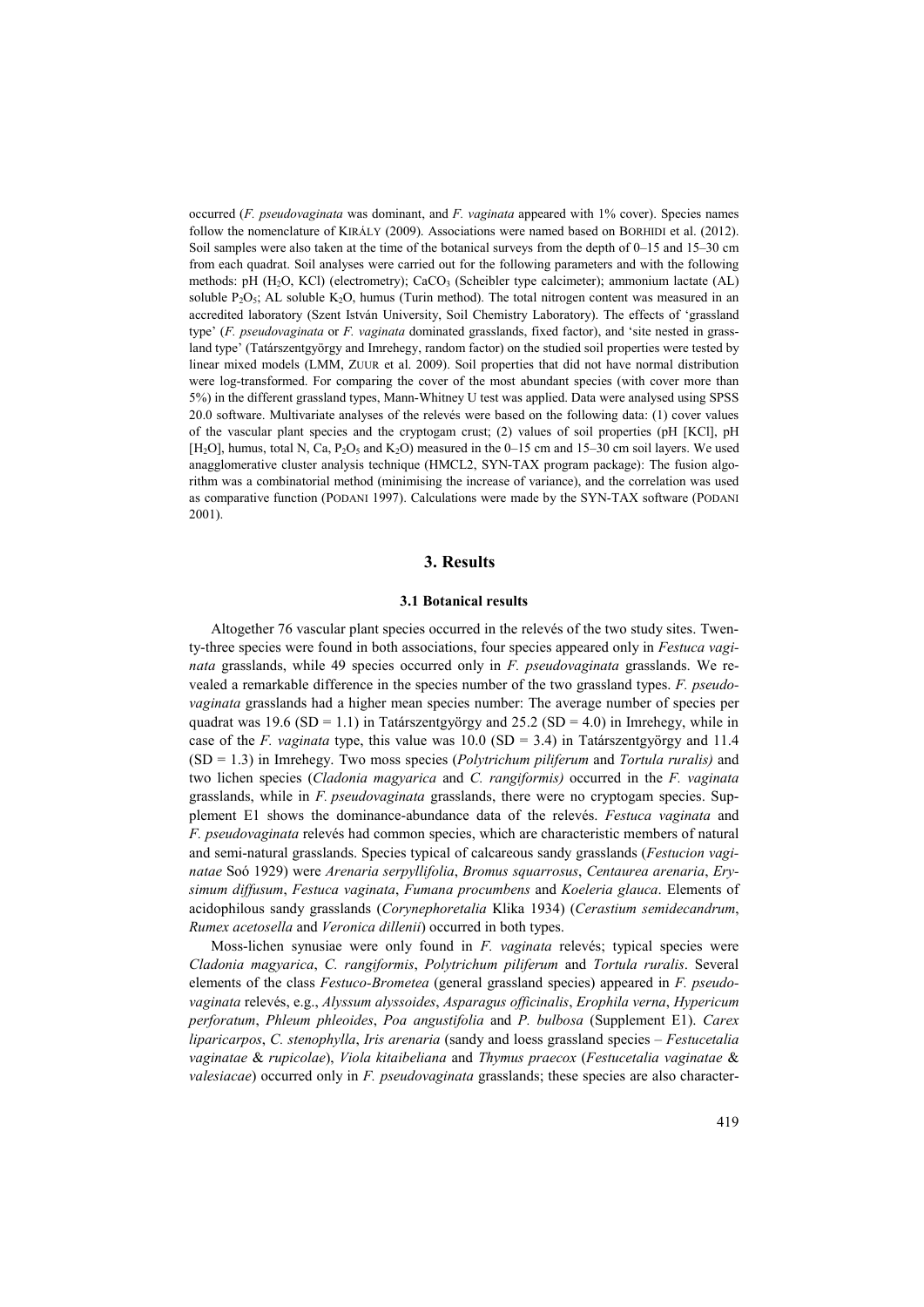occurred (*F. pseudovaginata* was dominant, and *F. vaginata* appeared with 1% cover). Species names follow the nomenclature of KIRÁLY (2009). Associations were named based on BORHIDI et al. (2012). Soil samples were also taken at the time of the botanical surveys from the depth of 0–15 and 15–30 cm from each quadrat. Soil analyses were carried out for the following parameters and with the following methods: pH ($H_2O$, KCl) (electrometry); $CaCO_3$ (Scheibler type calcimeter); ammonium lactate (AL) soluble $P_2O_5$; AL soluble $K_2O$, humus (Turin method). The total nitrogen content was measured in an accredited laboratory (Szent István University, Soil Chemistry Laboratory). The effects of 'grassland type' (*F. pseudovaginata* or *F. vaginata* dominated grasslands, fixed factor), and 'site nested in grassland type' (Tatárszentgyörgy and Imrehegy, random factor) on the studied soil properties were tested by linear mixed models (LMM, ZUUR et al. 2009). Soil properties that did not have normal distribution were log-transformed. For comparing the cover of the most abundant species (with cover more than 5%) in the different grassland types, Mann-Whitney U test was applied. Data were analysed using SPSS 20.0 software. Multivariate analyses of the relevés were based on the following data: (1) cover values of the vascular plant species and the cryptogam crust; (2) values of soil properties (pH [KCl], pH [$H_2O$], humus, total N, Ca, $P_2O_5$ and $K_2O$) measured in the 0–15 cm and 15–30 cm soil layers. We used anagglomerative cluster analysis technique (HMCL2, SYN-TAX program package): The fusion algorithm was a combinatorial method (minimising the increase of variance), and the correlation was used as comparative function (PODANI 1997). Calculations were made by the SYN-TAX software (PODANI 2001).

## 3. Results

### 3.1 Botanical results

Altogether 76 vascular plant species occurred in the relevés of the two study sites. Twenty-three species were found in both associations, four species appeared only in *Festuca vaginata* grasslands, while 49 species occurred only in *F. pseudovaginata* grasslands. We revealed a remarkable difference in the species number of the two grassland types. *F. pseudovaginata* grasslands had a higher mean species number: The average number of species per quadrat was 19.6 (SD = 1.1) in Tatárszentgyörgy and 25.2 (SD = 4.0) in Imrehegy, while in case of the *F. vaginata* type, this value was 10.0 (SD = 3.4) in Tatárszentgyörgy and 11.4 (SD = 1.3) in Imrehegy. Two moss species (*Polytrichum piliferum* and *Tortula ruralis)* and two lichen species (*Cladonia magyarica* and *C. rangiformis)* occurred in the *F. vaginata* grasslands, while in *F. pseudovaginata* grasslands, there were no cryptogam species. Supplement E1 shows the dominance-abundance data of the relevés. *Festuca vaginata* and *F. pseudovaginata* relevés had common species, which are characteristic members of natural and semi-natural grasslands. Species typical of calcareous sandy grasslands (*Festucion vaginatae* Soó 1929) were *Arenaria serpyllifolia*, *Bromus squarrosus*, *Centaurea arenaria*, *Erysimum diffusum*, *Festuca vaginata*, *Fumana procumbens* and *Koeleria glauca*. Elements of acidophilous sandy grasslands (*Corynephoretalia* Klika 1934) (*Cerastium semidecandrum*, *Rumex acetosella* and *Veronica dillenii*) occurred in both types.

Moss-lichen synusiae were only found in *F. vaginata* relevés; typical species were *Cladonia magyarica*, *C. rangiformis*, *Polytrichum piliferum* and *Tortula ruralis*. Several elements of the class *Festuco-Brometea* (general grassland species) appeared in *F. pseudovaginata* relevés, e.g., *Alyssum alyssoides*, *Asparagus officinalis*, *Erophila verna*, *Hypericum perforatum*, *Phleum phleoides*, *Poa angustifolia* and *P. bulbosa* (Supplement E1). *Carex liparicarpos*, *C. stenophylla*, *Iris arenaria* (sandy and loess grassland species – *Festucetalia vaginatae* & *rupicolae*), *Viola kitaibeliana* and *Thymus praecox* (*Festucetalia vaginatae* & *valesiacae*) occurred only in *F. pseudovaginata* grasslands; these species are also character-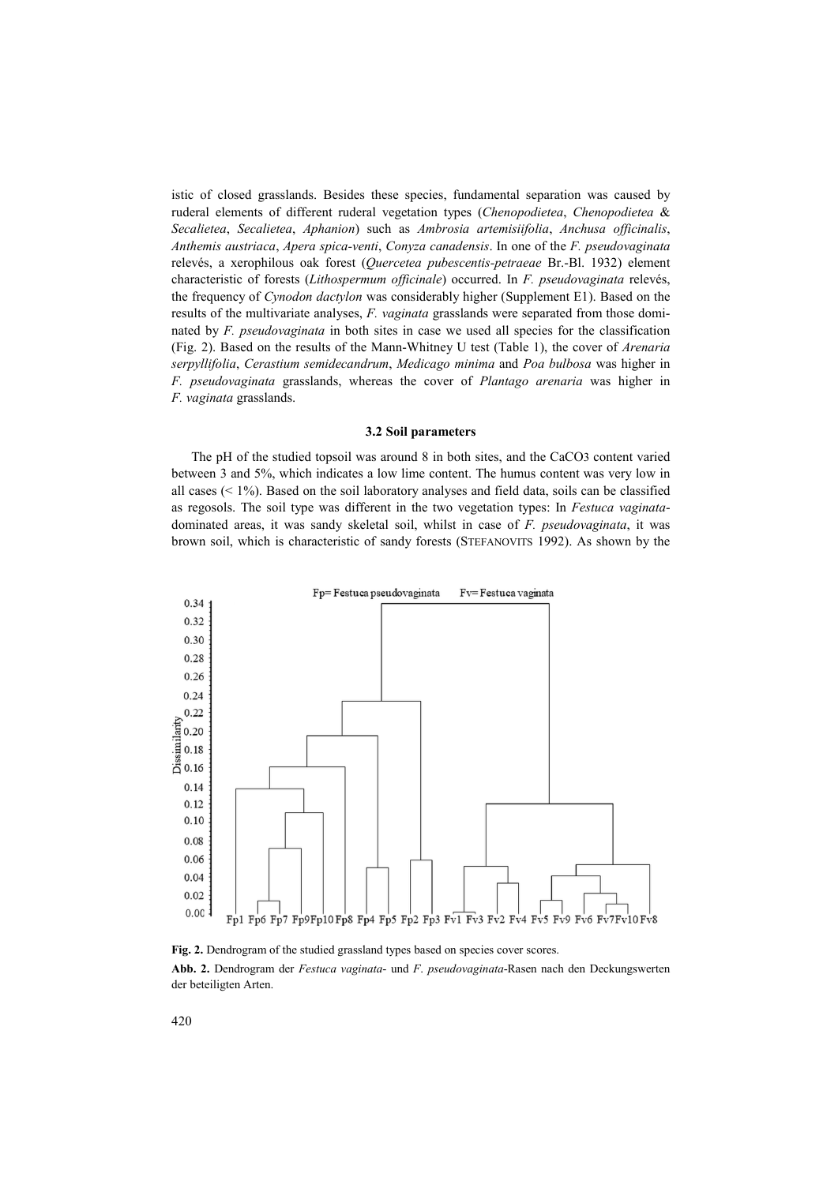istic of closed grasslands. Besides these species, fundamental separation was caused by ruderal elements of different ruderal vegetation types (*Chenopodietea*, *Chenopodietea* & *Secalietea*, *Secalietea*, *Aphanion*) such as *Ambrosia artemisiifolia*, *Anchusa officinalis*, *Anthemis austriaca*, *Apera spica-venti*, *Conyza canadensis*. In one of the *F. pseudovaginata* relevés, a xerophilous oak forest (*Quercetea pubescentis-petraeae* Br.-Bl. 1932) element characteristic of forests (*Lithospermum officinale*) occurred. In *F. pseudovaginata* relevés, the frequency of *Cynodon dactylon* was considerably higher (Supplement E1). Based on the results of the multivariate analyses, *F. vaginata* grasslands were separated from those dominated by *F. pseudovaginata* in both sites in case we used all species for the classification (Fig. 2). Based on the results of the Mann-Whitney U test (Table 1), the cover of *Arenaria serpyllifolia*, *Cerastium semidecandrum*, *Medicago minima* and *Poa bulbosa* was higher in *F. pseudovaginata* grasslands, whereas the cover of *Plantago arenaria* was higher in *F. vaginata* grasslands.

### 3.2 Soil parameters

The pH of the studied topsoil was around 8 in both sites, and the $CaCO_3$ content varied between 3 and 5%, which indicates a low lime content. The humus content was very low in all cases (< 1%). Based on the soil laboratory analyses and field data, soils can be classified as regosols. The soil type was different in the two vegetation types: In *Festuca vaginata*-dominated areas, it was sandy skeletal soil, whilst in case of *F. pseudovaginata*, it was brown soil, which is characteristic of sandy forests (STEFANOVITS 1992). As shown by the

**Fig. 2.** Dendrogram of the studied grassland types based on species cover scores.

**Abb. 2.** Dendrogram der *Festuca vaginata*- und *F. pseudovaginata*-Rasen nach den Deckungswerten der beteiligten Arten.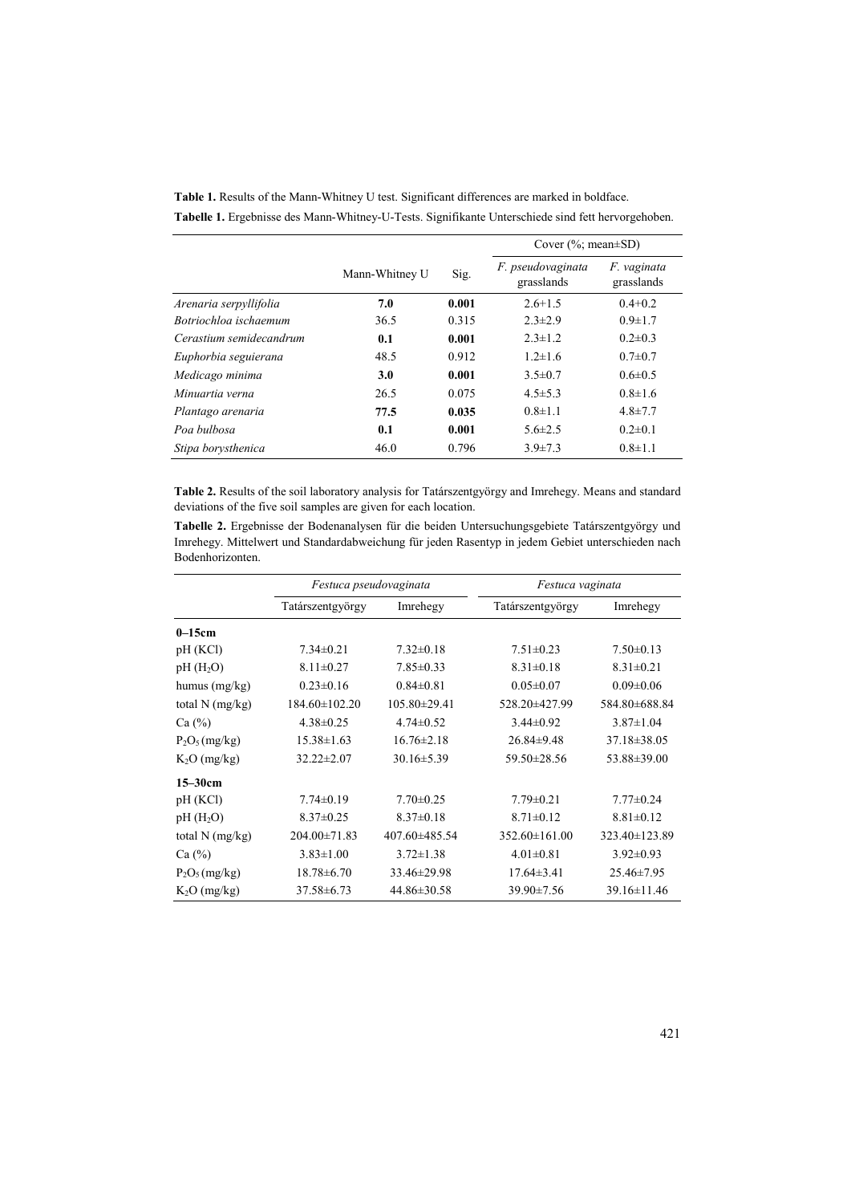**Table 1.** Results of the Mann-Whitney U test. Significant differences are marked in boldface.

**Tabelle 1.** Ergebnisse des Mann-Whitney-U-Tests. Signifikante Unterschiede sind fett hervorgehoben.

| | Mann-Whitney U | Sig. | Cover (%; mean±SD) | |
|---|---|---|---|---|
| | | | *F. pseudovaginata* grasslands | *F. vaginata* grasslands |
| *Arenaria serpyllifolia* | **7.0** | **0.001** | 2.6+1.5 | 0.4+0.2 |
| *Botriochloa ischaemum* | 36.5 | 0.315 | 2.3±2.9 | 0.9±1.7 |
| *Cerastium semidecandrum* | **0.1** | **0.001** | 2.3±1.2 | 0.2±0.3 |
| *Euphorbia seguierana* | 48.5 | 0.912 | 1.2±1.6 | 0.7±0.7 |
| *Medicago minima* | **3.0** | **0.001** | 3.5±0.7 | 0.6±0.5 |
| *Minuartia verna* | 26.5 | 0.075 | 4.5±5.3 | 0.8±1.6 |
| *Plantago arenaria* | **77.5** | **0.035** | 0.8±1.1 | 4.8±7.7 |
| *Poa bulbosa* | **0.1** | **0.001** | 5.6±2.5 | 0.2±0.1 |
| *Stipa borysthenica* | 46.0 | 0.796 | 3.9±7.3 | 0.8±1.1 |

**Table 2.** Results of the soil laboratory analysis for Tatárszentgyörgy and Imrehegy. Means and standard deviations of the five soil samples are given for each location.

**Tabelle 2.** Ergebnisse der Bodenanalysen für die beiden Untersuchungsgebiete Tatárszentgyörgy und Imrehegy. Mittelwert und Standardabweichung für jeden Rasentyp in jedem Gebiet unterschieden nach Bodenhorizonten.

| | *Festuca pseudovaginata* | | *Festuca vaginata* | |
|---|---|---|---|---|
| | Tatárszentgyörgy | Imrehegy | Tatárszentgyörgy | Imrehegy |
| **0–15cm** | | | | |
| pH (KCl) | 7.34±0.21 | 7.32±0.18 | 7.51±0.23 | 7.50±0.13 |
| pH ($H_2O$) | 8.11±0.27 | 7.85±0.33 | 8.31±0.18 | 8.31±0.21 |
| humus (mg/kg) | 0.23±0.16 | 0.84±0.81 | 0.05±0.07 | 0.09±0.06 |
| total N (mg/kg) | 184.60±102.20 | 105.80±29.41 | 528.20±427.99 | 584.80±688.84 |
| Ca (%) | 4.38±0.25 | 4.74±0.52 | 3.44±0.92 | 3.87±1.04 |
| $P_2O_5$ (mg/kg) | 15.38±1.63 | 16.76±2.18 | 26.84±9.48 | 37.18±38.05 |
| $K_2O$ (mg/kg) | 32.22±2.07 | 30.16±5.39 | 59.50±28.56 | 53.88±39.00 |
| **15–30cm** | | | | |
| pH (KCl) | 7.74±0.19 | 7.70±0.25 | 7.79±0.21 | 7.77±0.24 |
| pH ($H_2O$) | 8.37±0.25 | 8.37±0.18 | 8.71±0.12 | 8.81±0.12 |
| total N (mg/kg) | 204.00±71.83 | 407.60±485.54 | 352.60±161.00 | 323.40±123.89 |
| Ca (%) | 3.83±1.00 | 3.72±1.38 | 4.01±0.81 | 3.92±0.93 |
| $P_2O_5$ (mg/kg) | 18.78±6.70 | 33.46±29.98 | 17.64±3.41 | 25.46±7.95 |
| $K_2O$ (mg/kg) | 37.58±6.73 | 44.86±30.58 | 39.90±7.56 | 39.16±11.46 |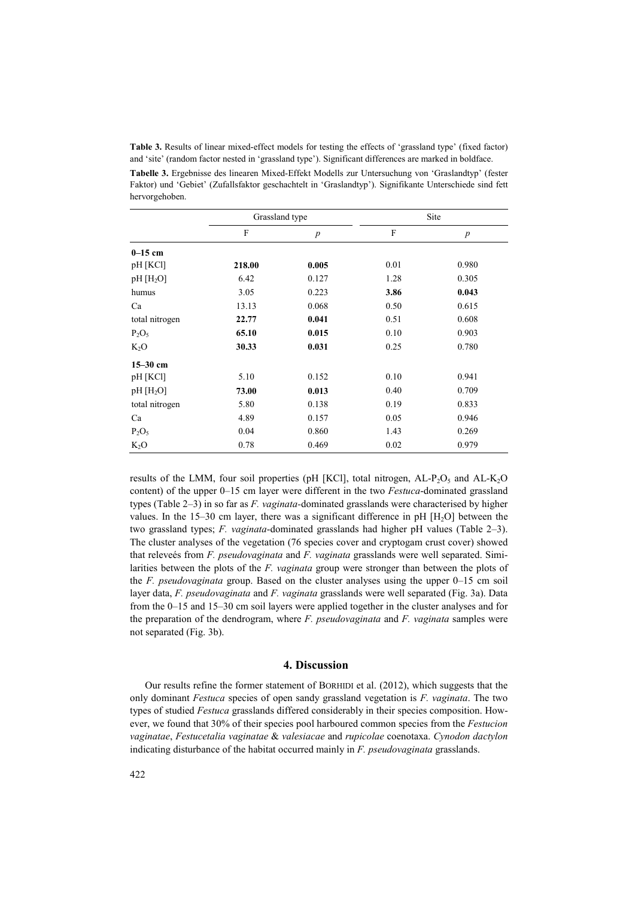**Table 3.** Results of linear mixed-effect models for testing the effects of 'grassland type' (fixed factor) and 'site' (random factor nested in 'grassland type'). Significant differences are marked in boldface.

**Tabelle 3.** Ergebnisse des linearen Mixed-Effekt Modells zur Untersuchung von 'Graslandtyp' (fester Faktor) und 'Gebiet' (Zufallsfaktor geschachtelt in 'Graslandtyp'). Signifikante Unterschiede sind fett hervorgehoben.

| | Grassland type | | Site | |
|---|---|---|---|---|
| | F | *p* | F | *p* |
| **0–15 cm** | | | | |
| pH [KCl] | **218.00** | **0.005** | 0.01 | 0.980 |
| pH [$H_2O$] | 6.42 | 0.127 | 1.28 | 0.305 |
| humus | 3.05 | 0.223 | **3.86** | **0.043** |
| Ca | 13.13 | 0.068 | 0.50 | 0.615 |
| total nitrogen | **22.77** | **0.041** | 0.51 | 0.608 |
| $P_2O_5$ | **65.10** | **0.015** | 0.10 | 0.903 |
| $K_2O$ | **30.33** | **0.031** | 0.25 | 0.780 |
| **15–30 cm** | | | | |
| pH [KCl] | 5.10 | 0.152 | 0.10 | 0.941 |
| pH [$H_2O$] | **73.00** | **0.013** | 0.40 | 0.709 |
| total nitrogen | 5.80 | 0.138 | 0.19 | 0.833 |
| Ca | 4.89 | 0.157 | 0.05 | 0.946 |
| $P_2O_5$ | 0.04 | 0.860 | 1.43 | 0.269 |
| $K_2O$ | 0.78 | 0.469 | 0.02 | 0.979 |

results of the LMM, four soil properties (pH [KCl], total nitrogen, AL-$P_2O_5$ and AL-$K_2O$ content) of the upper 0–15 cm layer were different in the two *Festuca*-dominated grassland types (Table 2–3) in so far as *F. vaginata*-dominated grasslands were characterised by higher values. In the 15–30 cm layer, there was a significant difference in pH [$H_2O$] between the two grassland types; *F. vaginata*-dominated grasslands had higher pH values (Table 2–3). The cluster analyses of the vegetation (76 species cover and cryptogam crust cover) showed that releveés from *F. pseudovaginata* and *F. vaginata* grasslands were well separated. Similarities between the plots of the *F. vaginata* group were stronger than between the plots of the *F. pseudovaginata* group. Based on the cluster analyses using the upper 0–15 cm soil layer data, *F. pseudovaginata* and *F. vaginata* grasslands were well separated (Fig. 3a). Data from the 0–15 and 15–30 cm soil layers were applied together in the cluster analyses and for the preparation of the dendrogram, where *F. pseudovaginata* and *F. vaginata* samples were not separated (Fig. 3b).

## 4. Discussion

Our results refine the former statement of Borhidi et al. (2012), which suggests that the only dominant *Festuca* species of open sandy grassland vegetation is *F. vaginata*. The two types of studied *Festuca* grasslands differed considerably in their species composition. However, we found that 30% of their species pool harboured common species from the *Festucion vaginatae*, *Festucetalia vaginatae* & *valesiacae* and *rupicolae* coenotaxa. *Cynodon dactylon* indicating disturbance of the habitat occurred mainly in *F. pseudovaginata* grasslands.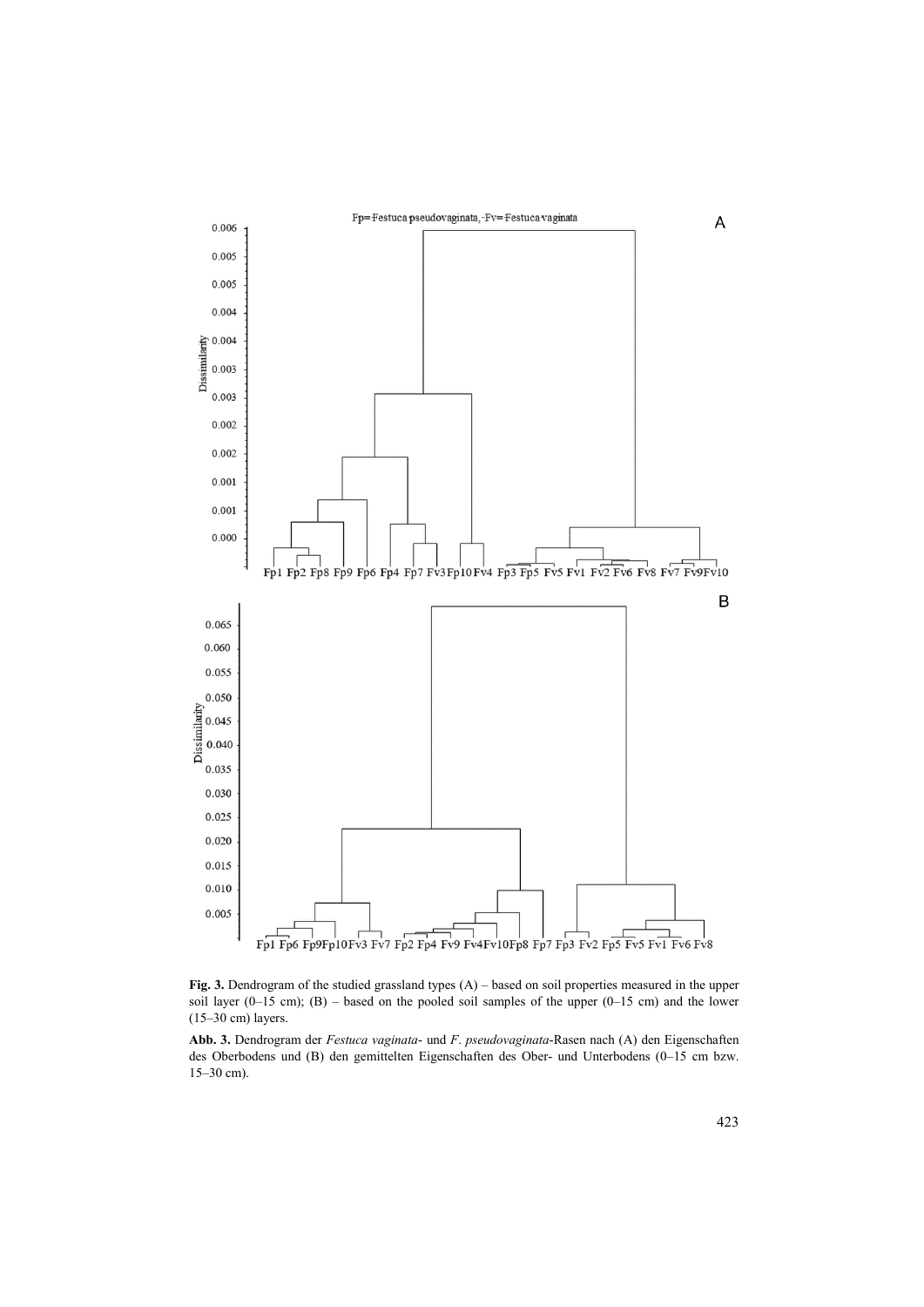**Fig. 3.** Dendrogram of the studied grassland types (A) – based on soil properties measured in the upper soil layer (0–15 cm); (B) – based on the pooled soil samples of the upper (0–15 cm) and the lower (15–30 cm) layers.

**Abb. 3.** Dendrogram der *Festuca vaginata*- und *F. pseudovaginata*-Rasen nach (A) den Eigenschaften des Oberbodens und (B) den gemittelten Eigenschaften des Ober- und Unterbodens (0–15 cm bzw. 15–30 cm).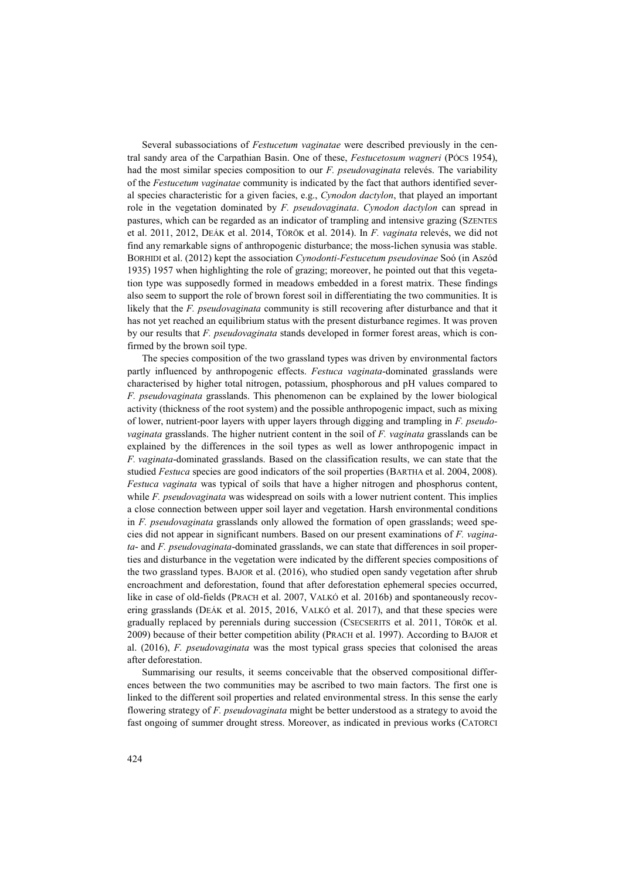Several subassociations of *Festucetum vaginatae* were described previously in the central sandy area of the Carpathian Basin. One of these, *Festucetosum wagneri* (Pócs 1954), had the most similar species composition to our *F. pseudovaginata* relevés. The variability of the *Festucetum vaginatae* community is indicated by the fact that authors identified several species characteristic for a given facies, e.g., *Cynodon dactylon*, that played an important role in the vegetation dominated by *F. pseudovaginata*. *Cynodon dactylon* can spread in pastures, which can be regarded as an indicator of trampling and intensive grazing (Szentes et al. 2011, 2012, Deák et al. 2014, Török et al. 2014). In *F. vaginata* relevés, we did not find any remarkable signs of anthropogenic disturbance; the moss-lichen synusia was stable. Borhidi et al. (2012) kept the association *Cynodonti-Festucetum pseudovinae* Soó (in Aszód 1935) 1957 when highlighting the role of grazing; moreover, he pointed out that this vegetation type was supposedly formed in meadows embedded in a forest matrix. These findings also seem to support the role of brown forest soil in differentiating the two communities. It is likely that the *F. pseudovaginata* community is still recovering after disturbance and that it has not yet reached an equilibrium status with the present disturbance regimes. It was proven by our results that *F. pseudovaginata* stands developed in former forest areas, which is confirmed by the brown soil type.

The species composition of the two grassland types was driven by environmental factors partly influenced by anthropogenic effects. *Festuca vaginata*-dominated grasslands were characterised by higher total nitrogen, potassium, phosphorous and pH values compared to *F. pseudovaginata* grasslands. This phenomenon can be explained by the lower biological activity (thickness of the root system) and the possible anthropogenic impact, such as mixing of lower, nutrient-poor layers with upper layers through digging and trampling in *F. pseudovaginata* grasslands. The higher nutrient content in the soil of *F. vaginata* grasslands can be explained by the differences in the soil types as well as lower anthropogenic impact in *F. vaginata*-dominated grasslands. Based on the classification results, we can state that the studied *Festuca* species are good indicators of the soil properties (Bartha et al. 2004, 2008). *Festuca vaginata* was typical of soils that have a higher nitrogen and phosphorus content, while *F. pseudovaginata* was widespread on soils with a lower nutrient content. This implies a close connection between upper soil layer and vegetation. Harsh environmental conditions in *F. pseudovaginata* grasslands only allowed the formation of open grasslands; weed species did not appear in significant numbers. Based on our present examinations of *F. vaginata*- and *F. pseudovaginata*-dominated grasslands, we can state that differences in soil properties and disturbance in the vegetation were indicated by the different species compositions of the two grassland types. Bajor et al. (2016), who studied open sandy vegetation after shrub encroachment and deforestation, found that after deforestation ephemeral species occurred, like in case of old-fields (Prach et al. 2007, Valkó et al. 2016b) and spontaneously recovering grasslands (Deák et al. 2015, 2016, Valkó et al. 2017), and that these species were gradually replaced by perennials during succession (Csecserits et al. 2011, Török et al. 2009) because of their better competition ability (Prach et al. 1997). According to Bajor et al. (2016), *F. pseudovaginata* was the most typical grass species that colonised the areas after deforestation.

Summarising our results, it seems conceivable that the observed compositional differences between the two communities may be ascribed to two main factors. The first one is linked to the different soil properties and related environmental stress. In this sense the early flowering strategy of *F. pseudovaginata* might be better understood as a strategy to avoid the fast ongoing of summer drought stress. Moreover, as indicated in previous works (Catorci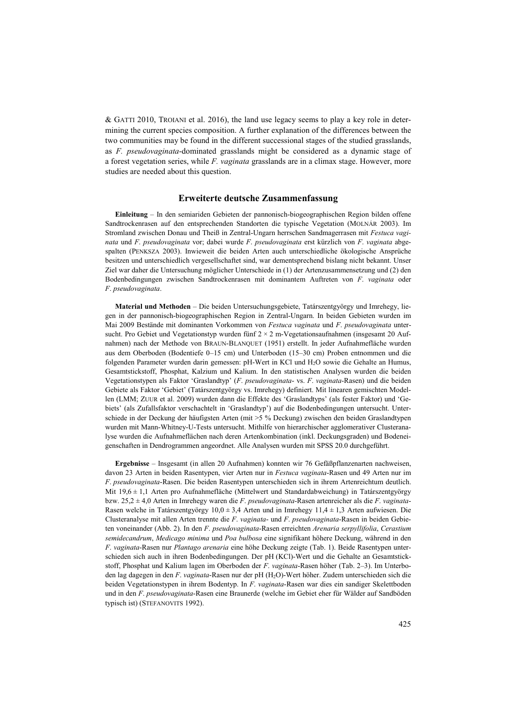& GATTI 2010, TROIANI et al. 2016), the land use legacy seems to play a key role in determining the current species composition. A further explanation of the differences between the two communities may be found in the different successional stages of the studied grasslands, as *F. pseudovaginata*-dominated grasslands might be considered as a dynamic stage of a forest vegetation series, while *F. vaginata* grasslands are in a climax stage. However, more studies are needed about this question.

## Erweiterte deutsche Zusammenfassung

**Einleitung** – In den semiariden Gebieten der pannonisch-biogeographischen Region bilden offene Sandtrockenrasen auf den entsprechenden Standorten die typische Vegetation (MOLNÁR 2003). Im Stromland zwischen Donau und Theiß in Zentral-Ungarn herrschen Sandmagerrasen mit *Festuca vaginata* und *F. pseudovaginata* vor; dabei wurde *F. pseudovaginata* erst kürzlich von *F. vaginata* abgespalten (PENKSZA 2003). Inwieweit die beiden Arten auch unterschiedliche ökologische Ansprüche besitzen und unterschiedlich vergesellschaftet sind, war dementsprechend bislang nicht bekannt. Unser Ziel war daher die Untersuchung möglicher Unterschiede in (1) der Artenzusammensetzung und (2) den Bodenbedingungen zwischen Sandtrockenrasen mit dominantem Auftreten von *F. vaginata* oder *F. pseudovaginata*.

**Material und Methoden** – Die beiden Untersuchungsgebiete, Tatárszentgyörgy und Imrehegy, liegen in der pannonisch-biogeographischen Region in Zentral-Ungarn. In beiden Gebieten wurden im Mai 2009 Bestände mit dominanten Vorkommen von *Festuca vaginata* und *F. pseudovaginata* untersucht. Pro Gebiet und Vegetationstyp wurden fünf 2 × 2 m-Vegetationsaufnahmen (insgesamt 20 Aufnahmen) nach der Methode von BRAUN-BLANQUET (1951) erstellt. In jeder Aufnahmefläche wurden aus dem Oberboden (Bodentiefe 0–15 cm) und Unterboden (15–30 cm) Proben entnommen und die folgenden Parameter wurden darin gemessen: pH-Wert in KCl und $H_2O$ sowie die Gehalte an Humus, Gesamtstickstoff, Phosphat, Kalzium und Kalium. In den statistischen Analysen wurden die beiden Vegetationstypen als Faktor 'Graslandtyp' (*F. pseudovaginata*- vs. *F. vaginata*-Rasen) und die beiden Gebiete als Faktor 'Gebiet' (Tatárszentgyörgy vs. Imrehegy) definiert. Mit linearen gemischten Modellen (LMM; ZUUR et al. 2009) wurden dann die Effekte des 'Graslandtyps' (als fester Faktor) und 'Gebiets' (als Zufallsfaktor verschachtelt in 'Graslandtyp') auf die Bodenbedingungen untersucht. Unterschiede in der Deckung der häufigsten Arten (mit >5 % Deckung) zwischen den beiden Graslandtypen wurden mit Mann-Whitney-U-Tests untersucht. Mithilfe von hierarchischer agglomerativer Clusteranalyse wurden die Aufnahmeflächen nach deren Artenkombination (inkl. Deckungsgraden) und Bodeneigenschaften in Dendrogrammen angeordnet. Alle Analysen wurden mit SPSS 20.0 durchgeführt.

**Ergebnisse** – Insgesamt (in allen 20 Aufnahmen) konnten wir 76 Gefäßpflanzenarten nachweisen, davon 23 Arten in beiden Rasentypen, vier Arten nur in *Festuca vaginata*-Rasen und 49 Arten nur im *F. pseudovaginata*-Rasen. Die beiden Rasentypen unterschieden sich in ihrem Artenreichtum deutlich. Mit 19,6 ± 1,1 Arten pro Aufnahmefläche (Mittelwert und Standardabweichung) in Tatárszentgyörgy bzw. 25,2 ± 4,0 Arten in Imrehegy waren die *F. pseudovaginata*-Rasen artenreicher als die *F. vaginata*-Rasen welche in Tatárszentgyörgy 10,0 ± 3,4 Arten und in Imrehegy 11,4 ± 1,3 Arten aufwiesen. Die Clusteranalyse mit allen Arten trennte die *F. vaginata*- und *F. pseudovaginata*-Rasen in beiden Gebieten voneinander (Abb. 2). In den *F. pseudovaginata*-Rasen erreichten *Arenaria serpyllifolia*, *Cerastium semidecandrum*, *Medicago minima* und *Poa bulbosa* eine signifikant höhere Deckung, während in den *F. vaginata*-Rasen nur *Plantago arenaria* eine höhe Deckung zeigte (Tab. 1). Beide Rasentypen unterschieden sich auch in ihren Bodenbedingungen. Der pH (KCl)-Wert und die Gehalte an Gesamtstickstoff, Phosphat und Kalium lagen im Oberboden der *F. vaginata*-Rasen höher (Tab. 2–3). Im Unterboden lag dagegen in den *F. vaginata*-Rasen nur der pH ($H_2O$)-Wert höher. Zudem unterschieden sich die beiden Vegetationstypen in ihrem Bodentyp. In *F. vaginata*-Rasen war dies ein sandiger Skelettboden und in den *F. pseudovaginata*-Rasen eine Braunerde (welche im Gebiet eher für Wälder auf Sandböden typisch ist) (STEFANOVITS 1992).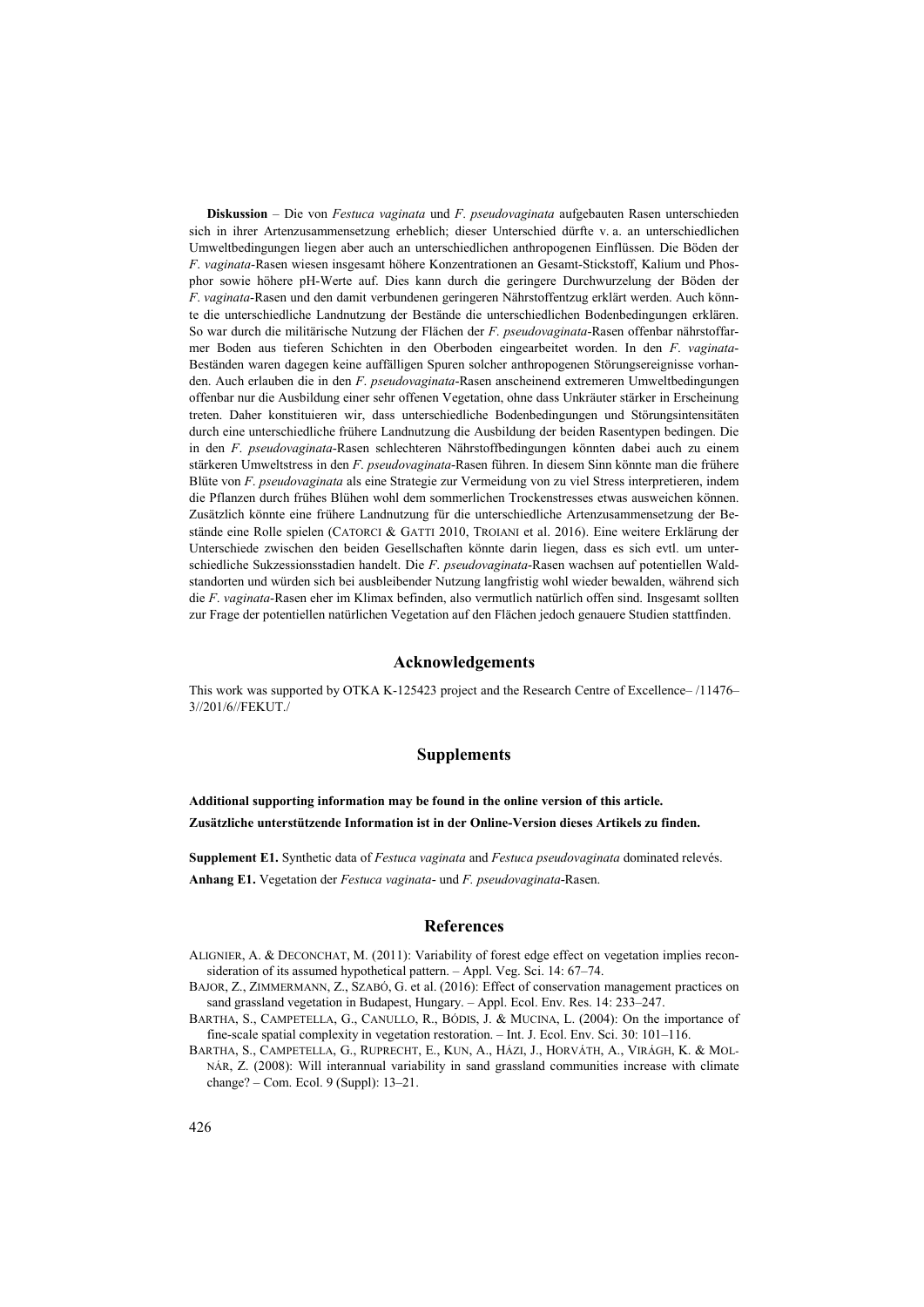**Diskussion** – Die von *Festuca vaginata* und *F. pseudovaginata* aufgebauten Rasen unterschieden sich in ihrer Artenzusammensetzung erheblich; dieser Unterschied dürfte v. a. an unterschiedlichen Umweltbedingungen liegen aber auch an unterschiedlichen anthropogenen Einflüssen. Die Böden der *F. vaginata*-Rasen wiesen insgesamt höhere Konzentrationen an Gesamt-Stickstoff, Kalium und Phosphor sowie höhere pH-Werte auf. Dies kann durch die geringere Durchwurzelung der Böden der *F. vaginata*-Rasen und den damit verbundenen geringeren Nährstoffentzug erklärt werden. Auch könnte die unterschiedliche Landnutzung der Bestände die unterschiedlichen Bodenbedingungen erklären. So war durch die militärische Nutzung der Flächen der *F. pseudovaginata*-Rasen offenbar nährstoffarmer Boden aus tieferen Schichten in den Oberboden eingearbeitet worden. In den *F. vaginata*-Beständen waren dagegen keine auffälligen Spuren solcher anthropogenen Störungsereignisse vorhanden. Auch erlauben die in den *F. pseudovaginata*-Rasen anscheinend extremeren Umweltbedingungen offenbar nur die Ausbildung einer sehr offenen Vegetation, ohne dass Unkräuter stärker in Erscheinung treten. Daher konstituieren wir, dass unterschiedliche Bodenbedingungen und Störungsintensitäten durch eine unterschiedliche frühere Landnutzung die Ausbildung der beiden Rasentypen bedingen. Die in den *F. pseudovaginata*-Rasen schlechteren Nährstoffbedingungen könnten dabei auch zu einem stärkeren Umweltstress in den *F. pseudovaginata*-Rasen führen. In diesem Sinn könnte man die frühere Blüte von *F. pseudovaginata* als eine Strategie zur Vermeidung von zu viel Stress interpretieren, indem die Pflanzen durch frühes Blühen wohl dem sommerlichen Trockenstresses etwas ausweichen können. Zusätzlich könnte eine frühere Landnutzung für die unterschiedliche Artenzusammensetzung der Bestände eine Rolle spielen (Catorci & Gatti 2010, Troiani et al. 2016). Eine weitere Erklärung der Unterschiede zwischen den beiden Gesellschaften könnte darin liegen, dass es sich evtl. um unterschiedliche Sukzessionsstadien handelt. Die *F. pseudovaginata*-Rasen wachsen auf potentiellen Waldstandorten und würden sich bei ausbleibender Nutzung langfristig wohl wieder bewalden, während sich die *F. vaginata*-Rasen eher im Klimax befinden, also vermutlich natürlich offen sind. Insgesamt sollten zur Frage der potentiellen natürlichen Vegetation auf den Flächen jedoch genauere Studien stattfinden.

## Acknowledgements

This work was supported by OTKA K-125423 project and the Research Centre of Excellence– /11476–3//201/6//FEKUT./

## Supplements

**Additional supporting information may be found in the online version of this article.**
**Zusätzliche unterstützende Information ist in der Online-Version dieses Artikels zu finden.**

**Supplement E1.** Synthetic data of *Festuca vaginata* and *Festuca pseudovaginata* dominated relevés.

**Anhang E1.** Vegetation der *Festuca vaginata*- und *F. pseudovaginata*-Rasen.

## References

Alignier, A. & Deconchat, M. (2011): Variability of forest edge effect on vegetation implies reconsideration of its assumed hypothetical pattern. – Appl. Veg. Sci. 14: 67–74.

Bajor, Z., Zimmermann, Z., Szabó, G. et al. (2016): Effect of conservation management practices on sand grassland vegetation in Budapest, Hungary. – Appl. Ecol. Env. Res. 14: 233–247.

Bartha, S., Campetella, G., Canullo, R., Bódis, J. & Mucina, L. (2004): On the importance of fine-scale spatial complexity in vegetation restoration. – Int. J. Ecol. Env. Sci. 30: 101–116.

Bartha, S., Campetella, G., Ruprecht, E., Kun, A., Házi, J., Horváth, A., Virágh, K. & Molnár, Z. (2008): Will interannual variability in sand grassland communities increase with climate change? – Com. Ecol. 9 (Suppl): 13–21.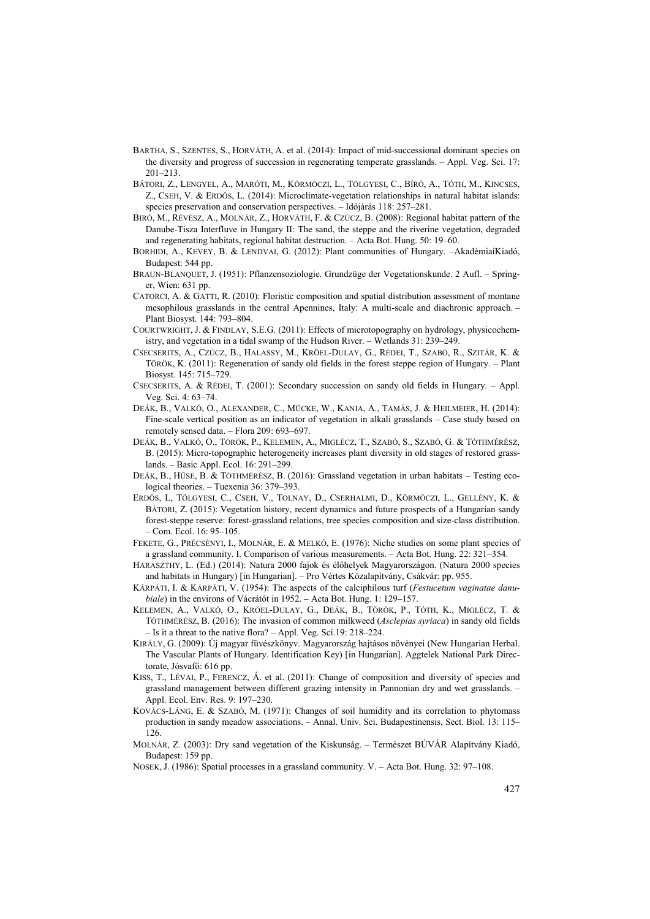BARTHA, S., SZENTES, S., HORVÁTH, A. et al. (2014): Impact of mid-successional dominant species on the diversity and progress of succession in regenerating temperate grasslands. – Appl. Veg. Sci. 17: 201–213.

BÁTORI, Z., LENGYEL, A., MARÓTI, M., KÖRMÖCZI, L., TÖLGYESI, C., BÍRÓ, A., TÓTH, M., KINCSES, Z., CSEH, V. & ERDŐS, L. (2014): Microclimate-vegetation relationships in natural habitat islands: species preservation and conservation perspectives. – Időjárás 118: 257–281.

BIRÓ, M., RÉVÉSZ, A., MOLNÁR, Z., HORVÁTH, F. & CZÚCZ, B. (2008): Regional habitat pattern of the Danube-Tisza Interfluve in Hungary II: The sand, the steppe and the riverine vegetation, degraded and regenerating habitats, regional habitat destruction. – Acta Bot. Hung. 50: 19–60.

BORHIDI, A., KEVEY, B. & LENDVAI, G. (2012): Plant communities of Hungary. –AkadémiaiKiadó, Budapest: 544 pp.

BRAUN-BLANQUET, J. (1951): Pflanzensoziologie. Grundzüge der Vegetationskunde. 2 Aufl. – Springer, Wien: 631 pp.

CATORCI, A. & GATTI, R. (2010): Floristic composition and spatial distribution assessment of montane mesophilous grasslands in the central Apennines, Italy: A multi-scale and diachronic approach. – Plant Biosyst. 144: 793–804.

COURTWRIGHT, J. & FINDLAY, S.E.G. (2011): Effects of microtopography on hydrology, physicochemistry, and vegetation in a tidal swamp of the Hudson River. – Wetlands 31: 239–249.

CSECSERITS, A., CZÚCZ, B., HALASSY, M., KRÖEL-DULAY, G., RÉDEI, T., SZABÓ, R., SZITÁR, K. & TÖRÖK, K. (2011): Regeneration of sandy old fields in the forest steppe region of Hungary. – Plant Biosyst. 145: 715–729.

CSECSERITS, A. & RÉDEI, T. (2001): Secondary succession on sandy old fields in Hungary. – Appl. Veg. Sci. 4: 63–74.

DEÁK, B., VALKÓ, O., ALEXANDER, C., MÜCKE, W., KANIA, A., TAMÁS, J. & HEILMEIER, H. (2014): Fine-scale vertical position as an indicator of vegetation in alkali grasslands – Case study based on remotely sensed data. – Flora 209: 693–697.

DEÁK, B., VALKÓ, O., TÖRÖK, P., KELEMEN, A., MIGLÉCZ, T., SZABÓ, S., SZABÓ, G. & TÓTHMÉRÉSZ, B. (2015): Micro-topographic heterogeneity increases plant diversity in old stages of restored grasslands. – Basic Appl. Ecol. 16: 291–299.

DEÁK, B., HÜSE, B. & TÓTHMÉRÉSZ, B. (2016): Grassland vegetation in urban habitats – Testing ecological theories. – Tuexenia 36: 379–393.

ERDŐS, L, TÖLGYESI, C., CSEH, V., TOLNAY, D., CSERHALMI, D., KÖRMÖCZI, L., GELLÉNY, K. & BÁTORI, Z. (2015): Vegetation history, recent dynamics and future prospects of a Hungarian sandy forest-steppe reserve: forest-grassland relations, tree species composition and size-class distribution. – Com. Ecol. 16: 95–105.

FEKETE, G., PRÉCSÉNYI, I., MOLNÁR, E. & MELKÓ, E. (1976): Niche studies on some plant species of a grassland community. I. Comparison of various measurements. – Acta Bot. Hung. 22: 321–354.

HARASZTHY, L. (Ed.) (2014): Natura 2000 fajok és élőhelyek Magyarországon. (Natura 2000 species and habitats in Hungary) [in Hungarian]. – Pro Vértes Közalapítvány, Csákvár: pp. 955.

KÁRPÁTI, I. & KÁRPÁTI, V. (1954): The aspects of the calciphilous turf (*Festucetum vaginatae danubiale*) in the environs of Vácrátót in 1952. – Acta Bot. Hung. 1: 129–157.

KELEMEN, A., VALKÓ, O., KRÖEL-DULAY, G., DEÁK, B., TÖRÖK, P., TÓTH, K., MIGLÉCZ, T. & TÓTHMÉRÉSZ, B. (2016): The invasion of common milkweed (*Asclepias syriaca*) in sandy old fields – Is it a threat to the native flora? – Appl. Veg. Sci.19: 218–224.

KIRÁLY, G. (2009): Új magyar füvészkönyv. Magyarország hajtásos növényei (New Hungarian Herbal. The Vascular Plants of Hungary. Identification Key) [in Hungarian]. Aggtelek National Park Directorate, Jósvafő: 616 pp.

KISS, T., LÉVAI, P., FERENCZ, Á. et al. (2011): Change of composition and diversity of species and grassland management between different grazing intensity in Pannonian dry and wet grasslands. – Appl. Ecol. Env. Res. 9: 197–230.

KOVÁCS-LÁNG, E. & SZABÓ, M. (1971): Changes of soil humidity and its correlation to phytomass production in sandy meadow associations. – Annal. Univ. Sci. Budapestinensis, Sect. Biol. 13: 115–126.

MOLNÁR, Z. (2003): Dry sand vegetation of the Kiskunság. – Természet BÚVÁR Alapítvány Kiadó, Budapest: 159 pp.

NOSEK, J. (1986): Spatial processes in a grassland community. V. – Acta Bot. Hung. 32: 97–108.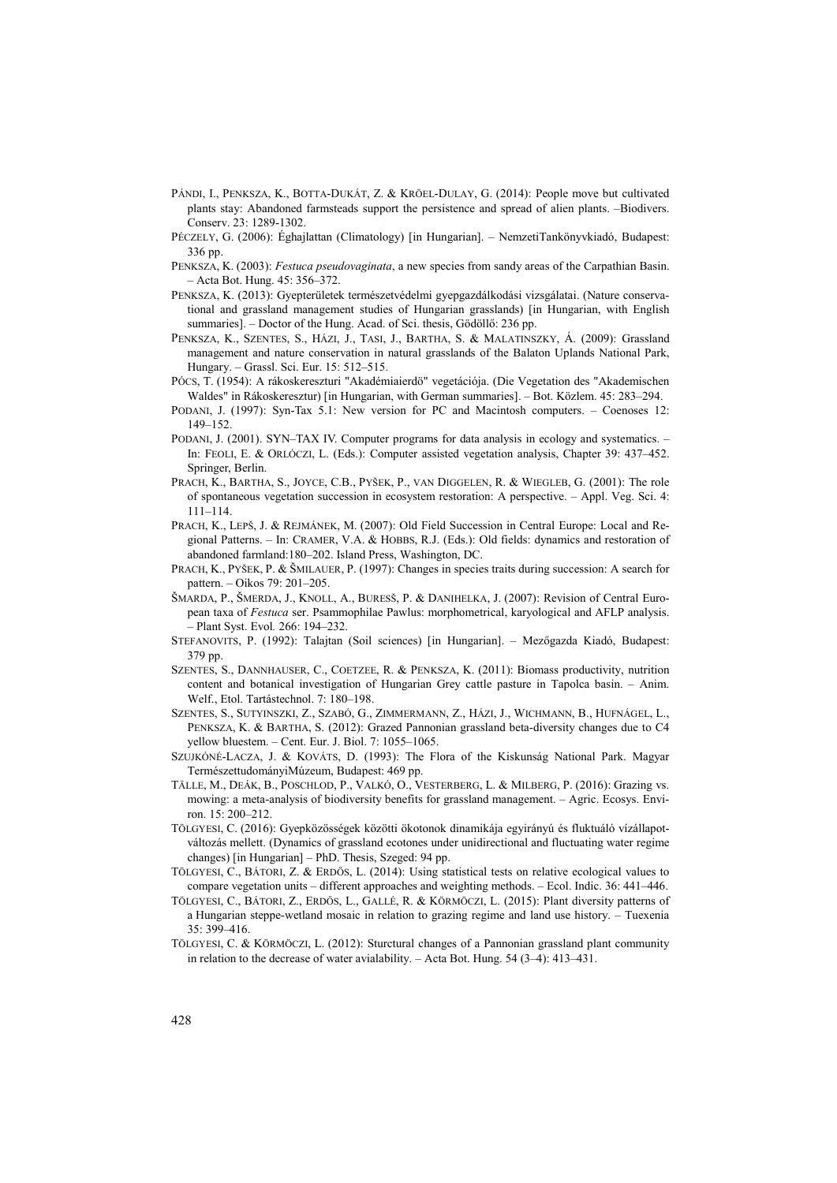PÁNDI, I., PENKSZA, K., BOTTA-DUKÁT, Z. & KRÖEL-DULAY, G. (2014): People move but cultivated plants stay: Abandoned farmsteads support the persistence and spread of alien plants. –Biodivers. Conserv. 23: 1289-1302.

PÉCZELY, G. (2006): Éghajlattan (Climatology) [in Hungarian]. – NemzetiTankönyvkiadó, Budapest: 336 pp.

PENKSZA, K. (2003): *Festuca pseudovaginata*, a new species from sandy areas of the Carpathian Basin. – Acta Bot. Hung. 45: 356–372.

PENKSZA, K. (2013): Gyepterületek természetvédelmi gyepgazdálkodási vizsgálatai. (Nature conservational and grassland management studies of Hungarian grasslands) [in Hungarian, with English summaries]. – Doctor of the Hung. Acad. of Sci. thesis, Gödöllő: 236 pp.

PENKSZA, K., SZENTES, S., HÁZI, J., TASI, J., BARTHA, S. & MALATINSZKY, Á. (2009): Grassland management and nature conservation in natural grasslands of the Balaton Uplands National Park, Hungary. – Grassl. Sci. Eur. 15: 512–515.

PÓCS, T. (1954): A rákoskeresztúri "Akadémiaierdő" vegetációja. (Die Vegetation des "Akademischen Waldes" in Rákoskeresztur) [in Hungarian, with German summaries]. – Bot. Közlem. 45: 283–294.

PODANI, J. (1997): Syn-Tax 5.1: New version for PC and Macintosh computers. – Coenoses 12: 149–152.

PODANI, J. (2001). SYN–TAX IV. Computer programs for data analysis in ecology and systematics. – In: FEOLI, E. & ORLÓCZI, L. (Eds.): Computer assisted vegetation analysis, Chapter 39: 437–452. Springer, Berlin.

PRACH, K., BARTHA, S., JOYCE, C.B., PYŠEK, P., VAN DIGGELEN, R. & WIEGLEB, G. (2001): The role of spontaneous vegetation succession in ecosystem restoration: A perspective. – Appl. Veg. Sci. 4: 111–114.

PRACH, K., LEPŠ, J. & REJMÁNEK, M. (2007): Old Field Succession in Central Europe: Local and Regional Patterns. – In: CRAMER, V.A. & HOBBS, R.J. (Eds.): Old fields: dynamics and restoration of abandoned farmland:180–202. Island Press, Washington, DC.

PRACH, K., PYŠEK, P. & ŠMILAUER, P. (1997): Changes in species traits during succession: A search for pattern. – Oikos 79: 201–205.

ŠMARDA, P., ŠMERDA, J., KNOLL, A., BURESŠ, P. & DANIHELKA, J. (2007): Revision of Central European taxa of *Festuca* ser. Psammophilae Pawlus: morphometrical, karyological and AFLP analysis. – Plant Syst. Evol. 266: 194–232.

STEFANOVITS, P. (1992): Talajtan (Soil sciences) [in Hungarian]. – Mezőgazda Kiadó, Budapest: 379 pp.

SZENTES, S., DANNHAUSER, C., COETZEE, R. & PENKSZA, K. (2011): Biomass productivity, nutrition content and botanical investigation of Hungarian Grey cattle pasture in Tapolca basin. – Anim. Welf., Etol. Tartástechnol. 7: 180–198.

SZENTES, S., SUTYINSZKI, Z., SZABÓ, G., ZIMMERMANN, Z., HÁZI, J., WICHMANN, B., HUFNÁGEL, L., PENKSZA, K. & BARTHA, S. (2012): Grazed Pannonian grassland beta-diversity changes due to C4 yellow bluestem. – Cent. Eur. J. Biol. 7: 1055–1065.

SZUJKÓNÉ-LACZA, J. & KOVÁTS, D. (1993): The Flora of the Kiskunság National Park. Magyar TermészettudományiMúzeum, Budapest: 469 pp.

TÄLLE, M., DEÁK, B., POSCHLOD, P., VALKÓ, O., VESTERBERG, L. & MILBERG, P. (2016): Grazing vs. mowing: a meta-analysis of biodiversity benefits for grassland management. – Agric. Ecosys. Environ. 15: 200–212.

TÖLGYESI, C. (2016): Gyepközösségek közötti ökotonok dinamikája egyirányú és fluktuáló vízállapotváltozás mellett. (Dynamics of grassland ecotones under unidirectional and fluctuating water regime changes) [in Hungarian] – PhD. Thesis, Szeged: 94 pp.

TÖLGYESI, C., BÁTORI, Z. & ERDŐS, L. (2014): Using statistical tests on relative ecological values to compare vegetation units – different approaches and weighting methods. – Ecol. Indic. 36: 441–446.

TÖLGYESI, C., BÁTORI, Z., ERDŐS, L., GALLÉ, R. & KÖRMÖCZI, L. (2015): Plant diversity patterns of a Hungarian steppe-wetland mosaic in relation to grazing regime and land use history. – Tuexenia 35: 399–416.

TÖLGYESI, C. & KÖRMÖCZI, L. (2012): Sturctural changes of a Pannonian grassland plant community in relation to the decrease of water avialability. – Acta Bot. Hung. 54 (3–4): 413–431.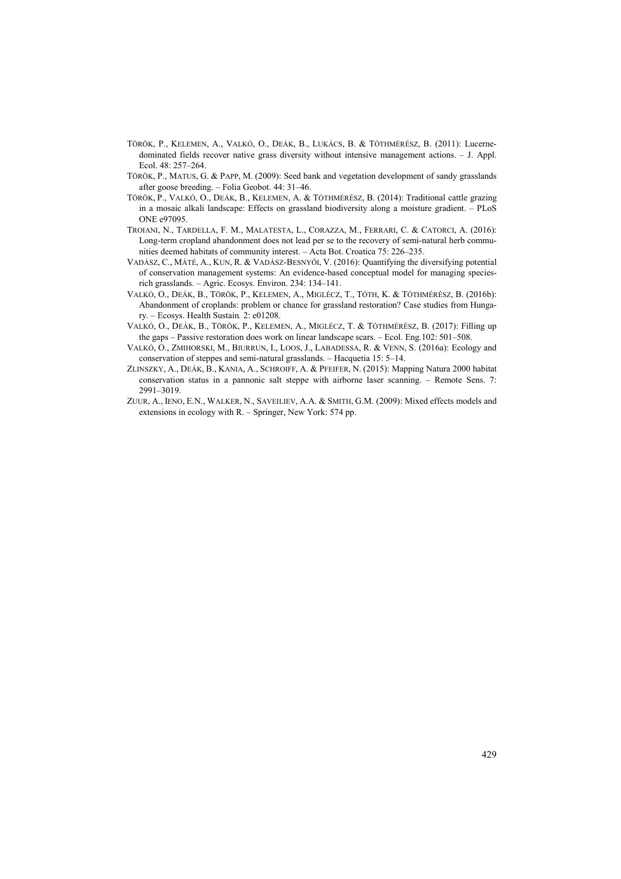TÖRÖK, P., KELEMEN, A., VALKÓ, O., DEÁK, B., LUKÁCS, B. & TÓTHMÉRÉSZ, B. (2011): Lucerne-dominated fields recover native grass diversity without intensive management actions. – J. Appl. Ecol. 48: 257–264.

TÖRÖK, P., MATUS, G. & PAPP, M. (2009): Seed bank and vegetation development of sandy grasslands after goose breeding. – Folia Geobot. 44: 31–46.

TÖRÖK, P., VALKÓ, O., DEÁK, B., KELEMEN, A. & TÓTHMÉRÉSZ, B. (2014): Traditional cattle grazing in a mosaic alkali landscape: Effects on grassland biodiversity along a moisture gradient. – PLoS ONE e97095.

TROIANI, N., TARDELLA, F. M., MALATESTA, L., CORAZZA, M., FERRARI, C. & CATORCI, A. (2016): Long-term cropland abandonment does not lead per se to the recovery of semi-natural herb communities deemed habitats of community interest. – Acta Bot. Croatica 75: 226–235.

VADÁSZ, C., MÁTÉ, A., KUN, R. & VADÁSZ-BESNYŐI, V. (2016): Quantifying the diversifying potential of conservation management systems: An evidence-based conceptual model for managing species-rich grasslands. – Agric. Ecosys. Environ. 234: 134–141.

VALKÓ, O., DEÁK, B., TÖRÖK, P., KELEMEN, A., MIGLÉCZ, T., TÓTH, K. & TÓTHMÉRÉSZ, B. (2016b): Abandonment of croplands: problem or chance for grassland restoration? Case studies from Hungary. – Ecosys. Health Sustain. 2: e01208.

VALKÓ, O., DEÁK, B., TÖRÖK, P., KELEMEN, A., MIGLÉCZ, T. & TÓTHMÉRÉSZ, B. (2017): Filling up the gaps – Passive restoration does work on linear landscape scars. – Ecol. Eng.102: 501–508.

VALKÓ, O., ZMIHORSKI, M., BIURRUN, I., LOOS, J., LABADESSA, R. & VENN, S. (2016a): Ecology and conservation of steppes and semi-natural grasslands. – Hacquetia 15: 5–14.

ZLINSZKY, A., DEÁK, B., KANIA, A., SCHROIFF, A. & PFEIFER, N. (2015): Mapping Natura 2000 habitat conservation status in a pannonic salt steppe with airborne laser scanning. – Remote Sens. 7: 2991–3019.

ZUUR, A., IENO, E.N., WALKER, N., SAVEILIEV, A.A. & SMITH, G.M. (2009): Mixed effects models and extensions in ecology with R. – Springer, New York: 574 pp.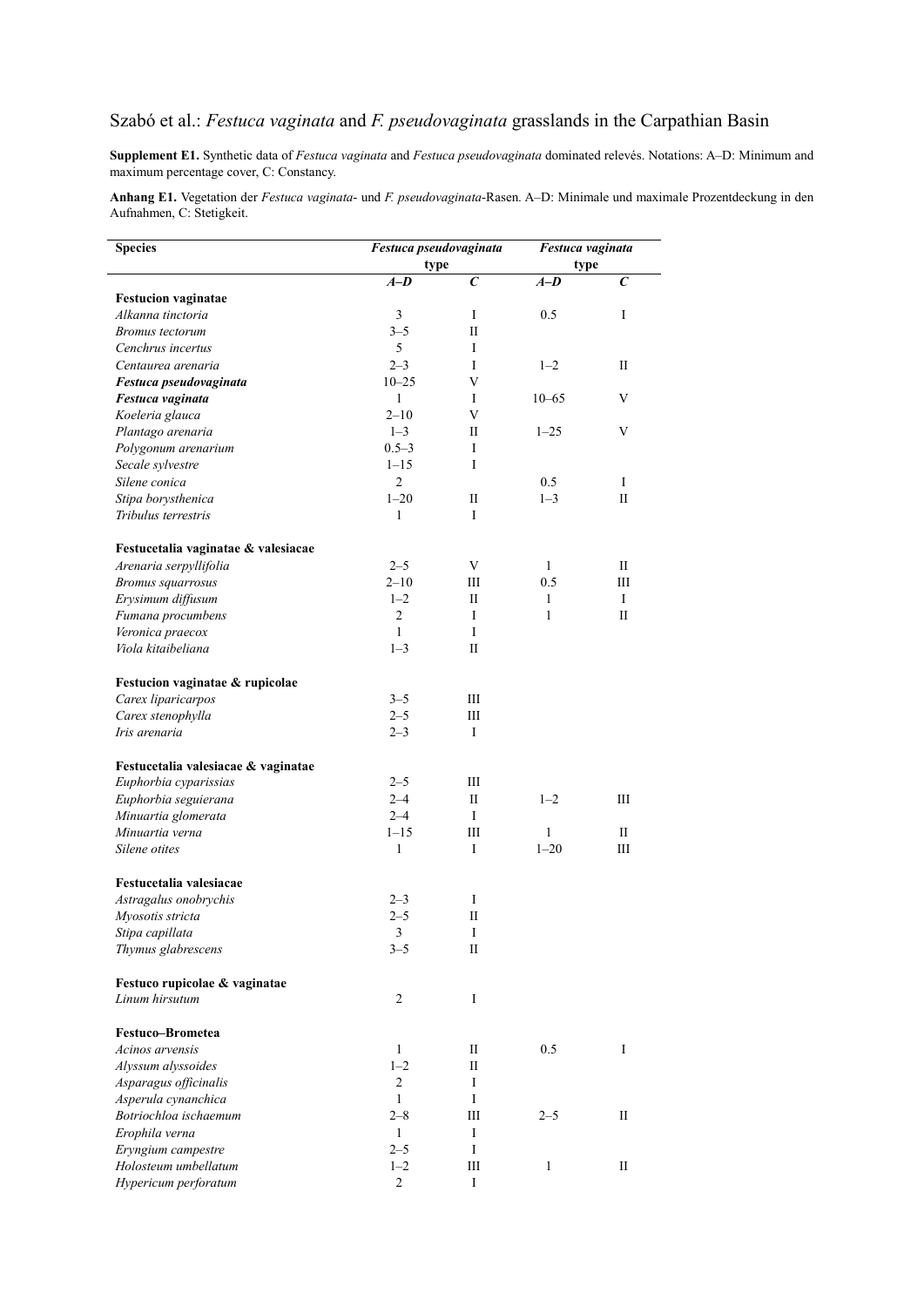Szabó et al.: *Festuca vaginata* and *F. pseudovaginata* grasslands in the Carpathian Basin

**Supplement E1.** Synthetic data of *Festuca vaginata* and *Festuca pseudovaginata* dominated relevés. Notations: A–D: Minimum and maximum percentage cover, C: Constancy.

**Anhang E1.** Vegetation der *Festuca vaginata*- und *F. pseudovaginata*-Rasen. A–D: Minimale und maximale Prozentdeckung in den Aufnahmen, C: Stetigkeit.

| Species | *Festuca pseudovaginata* type | | *Festuca vaginata* type | |
|---|---|---|---|---|
| | ***A–D*** | ***C*** | ***A–D*** | ***C*** |
| **Festucion vaginatae** | | | | |
| *Alkanna tinctoria* | 3 | I | 0.5 | I |
| *Bromus tectorum* | 3–5 | II | | |
| *Cenchrus incertus* | 5 | I | | |
| *Centaurea arenaria* | 2–3 | I | 1–2 | II |
| ***Festuca pseudovaginata*** | 10–25 | V | | |
| ***Festuca vaginata*** | 1 | I | 10–65 | V |
| *Koeleria glauca* | 2–10 | V | | |
| *Plantago arenaria* | 1–3 | II | 1–25 | V |
| *Polygonum arenarium* | 0.5–3 | I | | |
| *Secale sylvestre* | 1–15 | I | | |
| *Silene conica* | 2 | | 0.5 | I |
| *Stipa borysthenica* | 1–20 | II | 1–3 | II |
| *Tribulus terrestris* | 1 | I | | |
| **Festucetalia vaginatae & valesiacae** | | | | |
| *Arenaria serpyllifolia* | 2–5 | V | 1 | II |
| *Bromus squarrosus* | 2–10 | III | 0.5 | III |
| *Erysimum diffusum* | 1–2 | II | 1 | I |
| *Fumana procumbens* | 2 | I | 1 | II |
| *Veronica praecox* | 1 | I | | |
| *Viola kitaibeliana* | 1–3 | II | | |
| **Festucion vaginatae & rupicolae** | | | | |
| *Carex liparicarpos* | 3–5 | III | | |
| *Carex stenophylla* | 2–5 | III | | |
| *Iris arenaria* | 2–3 | I | | |
| **Festucetalia valesiacae & vaginatae** | | | | |
| *Euphorbia cyparissias* | 2–5 | III | | |
| *Euphorbia seguierana* | 2–4 | II | 1–2 | III |
| *Minuartia glomerata* | 2–4 | I | | |
| *Minuartia verna* | 1–15 | III | 1 | II |
| *Silene otites* | 1 | I | 1–20 | III |
| **Festucetalia valesiacae** | | | | |
| *Astragalus onobrychis* | 2–3 | I | | |
| *Myosotis stricta* | 2–5 | II | | |
| *Stipa capillata* | 3 | I | | |
| *Thymus glabrescens* | 3–5 | II | | |
| **Festuco rupicolae & vaginatae** | | | | |
| *Linum hirsutum* | 2 | I | | |
| **Festuco–Brometea** | | | | |
| *Acinos arvensis* | 1 | II | 0.5 | I |
| *Alyssum alyssoides* | 1–2 | II | | |
| *Asparagus officinalis* | 2 | I | | |
| *Asperula cynanchica* | 1 | I | | |
| *Botriochloa ischaemum* | 2–8 | III | 2–5 | II |
| *Erophila verna* | 1 | I | | |
| *Eryngium campestre* | 2–5 | I | | |
| *Holosteum umbellatum* | 1–2 | III | 1 | II |
| *Hypericum perforatum* | 2 | I | | |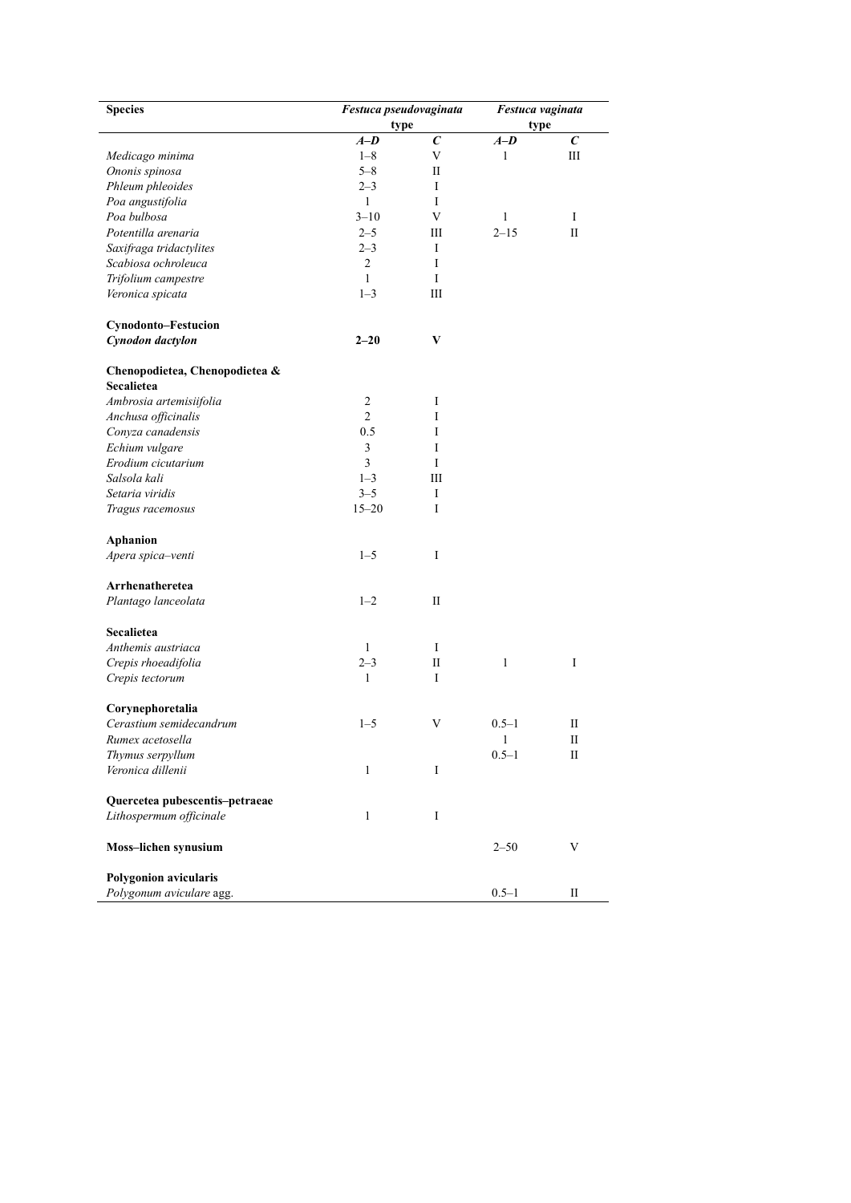| Species | *Festuca pseudovaginata* type | | *Festuca vaginata* type | |
|---|---|---|---|---|
| | ***A–D*** | ***C*** | ***A–D*** | ***C*** |
| *Medicago minima* | 1–8 | V | 1 | III |
| *Ononis spinosa* | 5–8 | II | | |
| *Phleum phleoides* | 2–3 | I | | |
| *Poa angustifolia* | 1 | I | | |
| *Poa bulbosa* | 3–10 | V | 1 | I |
| *Potentilla arenaria* | 2–5 | III | 2–15 | II |
| *Saxifraga tridactylites* | 2–3 | I | | |
| *Scabiosa ochroleuca* | 2 | I | | |
| *Trifolium campestre* | 1 | I | | |
| *Veronica spicata* | 1–3 | III | | |
| **Cynodonto–Festucion** | | | | |
| ***Cynodon dactylon*** | **2–20** | **V** | | |
| **Chenopodietea, Chenopodietea & Secalietea** | | | | |
| *Ambrosia artemisiifolia* | 2 | I | | |
| *Anchusa officinalis* | 2 | I | | |
| *Conyza canadensis* | 0.5 | I | | |
| *Echium vulgare* | 3 | I | | |
| *Erodium cicutarium* | 3 | I | | |
| *Salsola kali* | 1–3 | III | | |
| *Setaria viridis* | 3–5 | I | | |
| *Tragus racemosus* | 15–20 | I | | |
| **Aphanion** | | | | |
| *Apera spica–venti* | 1–5 | I | | |
| **Arrhenatheretea** | | | | |
| *Plantago lanceolata* | 1–2 | II | | |
| **Secalietea** | | | | |
| *Anthemis austriaca* | 1 | I | | |
| *Crepis rhoeadifolia* | 2–3 | II | 1 | I |
| *Crepis tectorum* | 1 | I | | |
| **Corynephoretalia** | | | | |
| *Cerastium semidecandrum* | 1–5 | V | 0.5–1 | II |
| *Rumex acetosella* | | | 1 | II |
| *Thymus serpyllum* | | | 0.5–1 | II |
| *Veronica dillenii* | 1 | I | | |
| **Quercetea pubescentis–petraeae** | | | | |
| *Lithospermum officinale* | 1 | I | | |
| **Moss–lichen synusium** | | | 2–50 | V |
| **Polygonion avicularis** | | | | |
| *Polygonum aviculare* agg. | | | 0.5–1 | II |